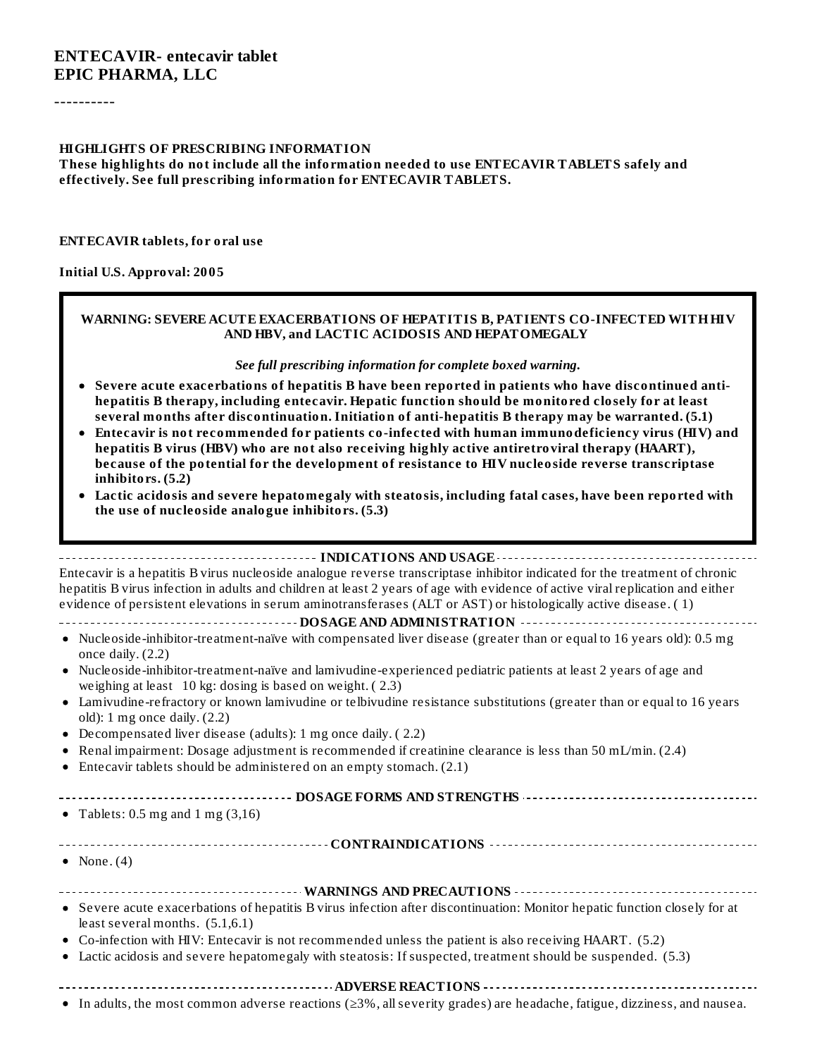**ENTECAVIR- entecavir tablet**
**EPIC PHARMA, LLC**

----------

**HIGHLIGHTS OF PRESCRIBING INFORMATION**
**These highlights do not include all the information needed to use ENTECAVIR TABLETS safely and effectively. See full prescribing information for ENTECAVIR TABLETS.**

**ENTECAVIR tablets, for oral use**

**Initial U.S. Approval: 2005**

> **WARNING: SEVERE ACUTE EXACERBATIONS OF HEPATITIS B, PATIENTS CO-INFECTED WITH HIV AND HBV, and LACTIC ACIDOSIS AND HEPATOMEGALY**
>
> ***See full prescribing information for complete boxed warning.***
>
> - **Severe acute exacerbations of hepatitis B have been reported in patients who have discontinued anti-hepatitis B therapy, including entecavir. Hepatic function should be monitored closely for at least several months after discontinuation. Initiation of anti-hepatitis B therapy may be warranted. (5.1)**
> - **Entecavir is not recommended for patients co-infected with human immunodeficiency virus (HIV) and hepatitis B virus (HBV) who are not also receiving highly active antiretroviral therapy (HAART), because of the potential for the development of resistance to HIV nucleoside reverse transcriptase inhibitors. (5.2)**
> - **Lactic acidosis and severe hepatomegaly with steatosis, including fatal cases, have been reported with the use of nucleoside analogue inhibitors. (5.3)**

**INDICATIONS AND USAGE**

Entecavir is a hepatitis B virus nucleoside analogue reverse transcriptase inhibitor indicated for the treatment of chronic hepatitis B virus infection in adults and children at least 2 years of age with evidence of active viral replication and either evidence of persistent elevations in serum aminotransferases (ALT or AST) or histologically active disease. ( 1)

**DOSAGE AND ADMINISTRATION**

- Nucleoside-inhibitor-treatment-naïve with compensated liver disease (greater than or equal to 16 years old): 0.5 mg once daily. (2.2)
- Nucleoside-inhibitor-treatment-naïve and lamivudine-experienced pediatric patients at least 2 years of age and weighing at least 10 kg: dosing is based on weight. ( 2.3)
- Lamivudine-refractory or known lamivudine or telbivudine resistance substitutions (greater than or equal to 16 years old): 1 mg once daily. (2.2)
- Decompensated liver disease (adults): 1 mg once daily. ( 2.2)
- Renal impairment: Dosage adjustment is recommended if creatinine clearance is less than 50 mL/min. (2.4)
- Entecavir tablets should be administered on an empty stomach. (2.1)

**DOSAGE FORMS AND STRENGTHS**

- Tablets: 0.5 mg and 1 mg (3,16)

**CONTRAINDICATIONS**

- None. (4)

**WARNINGS AND PRECAUTIONS**

- Severe acute exacerbations of hepatitis B virus infection after discontinuation: Monitor hepatic function closely for at least several months. (5.1,6.1)
- Co-infection with HIV: Entecavir is not recommended unless the patient is also receiving HAART. (5.2)
- Lactic acidosis and severe hepatomegaly with steatosis: If suspected, treatment should be suspended. (5.3)

**ADVERSE REACTIONS**

- In adults, the most common adverse reactions (≥3%, all severity grades) are headache, fatigue, dizziness, and nausea.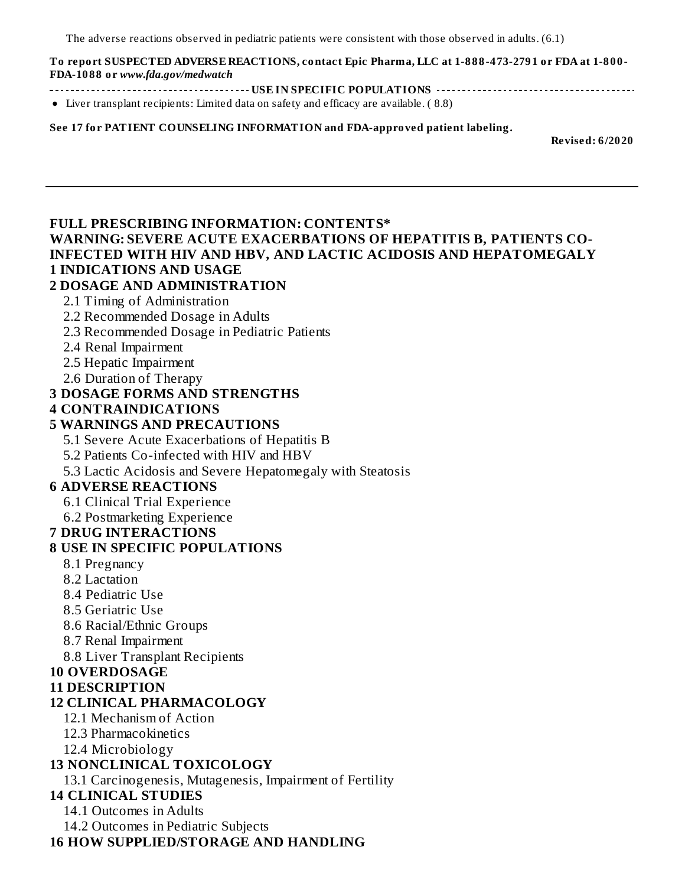The adverse reactions observed in pediatric patients were consistent with those observed in adults. (6.1)

**To report SUSPECTED ADVERSE REACTIONS, contact Epic Pharma, LLC at 1-888-473-2791 or FDA at 1-800-FDA-1088 or *www.fda.gov/medwatch***

**USE IN SPECIFIC POPULATIONS**

- Liver transplant recipients: Limited data on safety and efficacy are available. ( 8.8)

**See 17 for PATIENT COUNSELING INFORMATION and FDA-approved patient labeling.**

**Revised: 6/2020**

---

**FULL PRESCRIBING INFORMATION: CONTENTS***

**WARNING: SEVERE ACUTE EXACERBATIONS OF HEPATITIS B, PATIENTS CO-INFECTED WITH HIV AND HBV, AND LACTIC ACIDOSIS AND HEPATOMEGALY**

**1 INDICATIONS AND USAGE**

**2 DOSAGE AND ADMINISTRATION**

- 2.1 Timing of Administration
- 2.2 Recommended Dosage in Adults
- 2.3 Recommended Dosage in Pediatric Patients
- 2.4 Renal Impairment
- 2.5 Hepatic Impairment
- 2.6 Duration of Therapy

**3 DOSAGE FORMS AND STRENGTHS**

**4 CONTRAINDICATIONS**

**5 WARNINGS AND PRECAUTIONS**

- 5.1 Severe Acute Exacerbations of Hepatitis B
- 5.2 Patients Co-infected with HIV and HBV
- 5.3 Lactic Acidosis and Severe Hepatomegaly with Steatosis

**6 ADVERSE REACTIONS**

- 6.1 Clinical Trial Experience
- 6.2 Postmarketing Experience

**7 DRUG INTERACTIONS**

**8 USE IN SPECIFIC POPULATIONS**

- 8.1 Pregnancy
- 8.2 Lactation
- 8.4 Pediatric Use
- 8.5 Geriatric Use
- 8.6 Racial/Ethnic Groups
- 8.7 Renal Impairment
- 8.8 Liver Transplant Recipients

**10 OVERDOSAGE**

**11 DESCRIPTION**

**12 CLINICAL PHARMACOLOGY**

- 12.1 Mechanism of Action
- 12.3 Pharmacokinetics
- 12.4 Microbiology

**13 NONCLINICAL TOXICOLOGY**

- 13.1 Carcinogenesis, Mutagenesis, Impairment of Fertility

**14 CLINICAL STUDIES**

- 14.1 Outcomes in Adults
- 14.2 Outcomes in Pediatric Subjects

**16 HOW SUPPLIED/STORAGE AND HANDLING**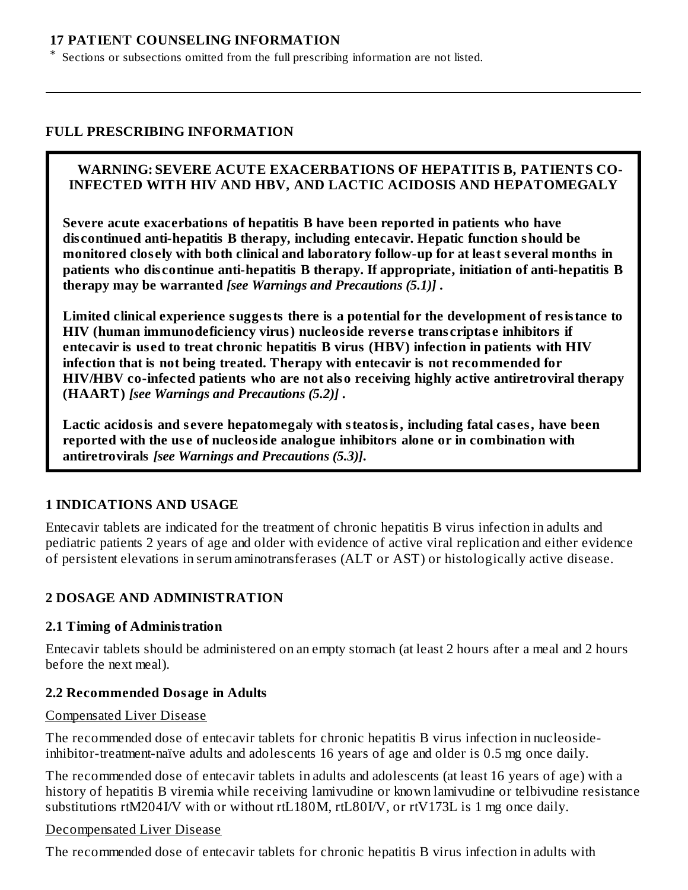**17 PATIENT COUNSELING INFORMATION**

\* Sections or subsections omitted from the full prescribing information are not listed.

---

## FULL PRESCRIBING INFORMATION

**WARNING: SEVERE ACUTE EXACERBATIONS OF HEPATITIS B, PATIENTS CO-INFECTED WITH HIV AND HBV, AND LACTIC ACIDOSIS AND HEPATOMEGALY**

**Severe acute exacerbations of hepatitis B have been reported in patients who have discontinued anti-hepatitis B therapy, including entecavir. Hepatic function should be monitored closely with both clinical and laboratory follow-up for at least several months in patients who discontinue anti-hepatitis B therapy. If appropriate, initiation of anti-hepatitis B therapy may be warranted *[see Warnings and Precautions (5.1)]* .**

**Limited clinical experience suggests there is a potential for the development of resistance to HIV (human immunodeficiency virus) nucleoside reverse transcriptase inhibitors if entecavir is used to treat chronic hepatitis B virus (HBV) infection in patients with HIV infection that is not being treated. Therapy with entecavir is not recommended for HIV/HBV co-infected patients who are not also receiving highly active antiretroviral therapy (HAART) *[see Warnings and Precautions (5.2)]* .**

**Lactic acidosis and severe hepatomegaly with steatosis, including fatal cases, have been reported with the use of nucleoside analogue inhibitors alone or in combination with antiretrovirals *[see Warnings and Precautions (5.3)]*.**

## 1 INDICATIONS AND USAGE

Entecavir tablets are indicated for the treatment of chronic hepatitis B virus infection in adults and pediatric patients 2 years of age and older with evidence of active viral replication and either evidence of persistent elevations in serum aminotransferases (ALT or AST) or histologically active disease.

## 2 DOSAGE AND ADMINISTRATION

### 2.1 Timing of Administration

Entecavir tablets should be administered on an empty stomach (at least 2 hours after a meal and 2 hours before the next meal).

### 2.2 Recommended Dosage in Adults

Compensated Liver Disease

The recommended dose of entecavir tablets for chronic hepatitis B virus infection in nucleoside-inhibitor-treatment-naïve adults and adolescents 16 years of age and older is 0.5 mg once daily.

The recommended dose of entecavir tablets in adults and adolescents (at least 16 years of age) with a history of hepatitis B viremia while receiving lamivudine or known lamivudine or telbivudine resistance substitutions rtM204I/V with or without rtL180M, rtL80I/V, or rtV173L is 1 mg once daily.

Decompensated Liver Disease

The recommended dose of entecavir tablets for chronic hepatitis B virus infection in adults with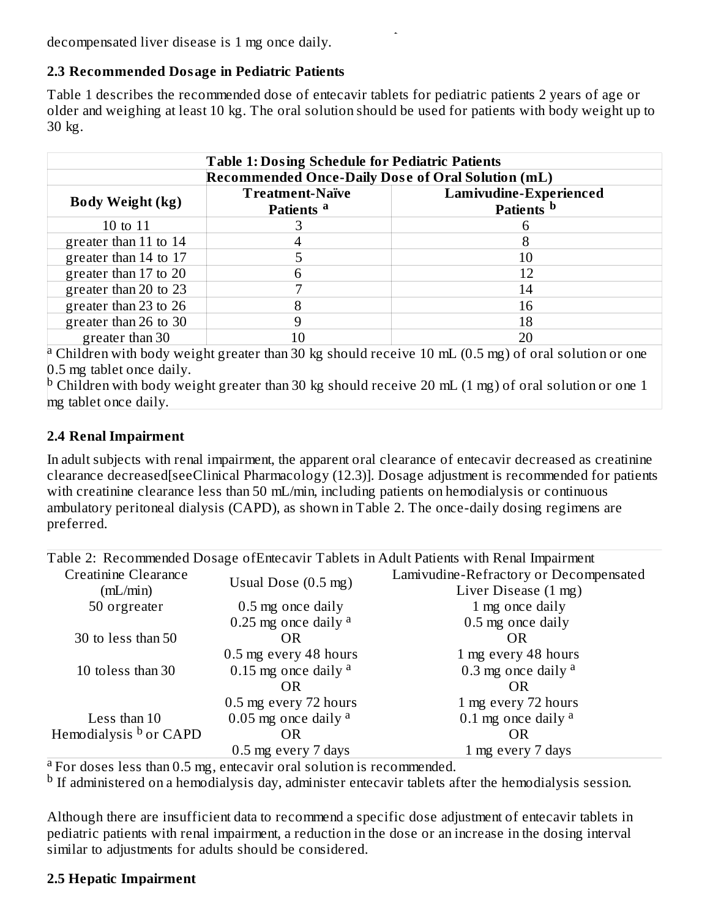decompensated liver disease is 1 mg once daily.

### 2.3 Recommended Dosage in Pediatric Patients

Table 1 describes the recommended dose of entecavir tablets for pediatric patients 2 years of age or older and weighing at least 10 kg. The oral solution should be used for patients with body weight up to 30 kg.

**Table 1: Dosing Schedule for Pediatric Patients**

| Body Weight (kg) | Recommended Once-Daily Dose of Oral Solution (mL) | |
|---|---|---|
| | **Treatment-Naïve Patients [a]** | **Lamivudine-Experienced Patients [b]** |
| 10 to 11 | 3 | 6 |
| greater than 11 to 14 | 4 | 8 |
| greater than 14 to 17 | 5 | 10 |
| greater than 17 to 20 | 6 | 12 |
| greater than 20 to 23 | 7 | 14 |
| greater than 23 to 26 | 8 | 16 |
| greater than 26 to 30 | 9 | 18 |
| greater than 30 | 10 | 20 |

[a] Children with body weight greater than 30 kg should receive 10 mL (0.5 mg) of oral solution or one 0.5 mg tablet once daily.
[b] Children with body weight greater than 30 kg should receive 20 mL (1 mg) of oral solution or one 1 mg tablet once daily.

### 2.4 Renal Impairment

In adult subjects with renal impairment, the apparent oral clearance of entecavir decreased as creatinine clearance decreased[seeClinical Pharmacology (12.3)]. Dosage adjustment is recommended for patients with creatinine clearance less than 50 mL/min, including patients on hemodialysis or continuous ambulatory peritoneal dialysis (CAPD), as shown in Table 2. The once-daily dosing regimens are preferred.

Table 2: Recommended Dosage ofEntecavir Tablets in Adult Patients with Renal Impairment

| Creatinine Clearance (mL/min) | Usual Dose (0.5 mg) | Lamivudine-Refractory or Decompensated Liver Disease (1 mg) |
|---|---|---|
| 50 orgreater | 0.5 mg once daily | 1 mg once daily |
| 30 to less than 50 | 0.25 mg once daily [a] OR 0.5 mg every 48 hours | 0.5 mg once daily OR 1 mg every 48 hours |
| 10 toless than 30 | 0.15 mg once daily [a] OR 0.5 mg every 72 hours | 0.3 mg once daily [a] OR 1 mg every 72 hours |
| Less than 10 Hemodialysis [b] or CAPD | 0.05 mg once daily [a] OR 0.5 mg every 7 days | 0.1 mg once daily [a] OR 1 mg every 7 days |

[a] For doses less than 0.5 mg, entecavir oral solution is recommended.
[b] If administered on a hemodialysis day, administer entecavir tablets after the hemodialysis session.

Although there are insufficient data to recommend a specific dose adjustment of entecavir tablets in pediatric patients with renal impairment, a reduction in the dose or an increase in the dosing interval similar to adjustments for adults should be considered.

### 2.5 Hepatic Impairment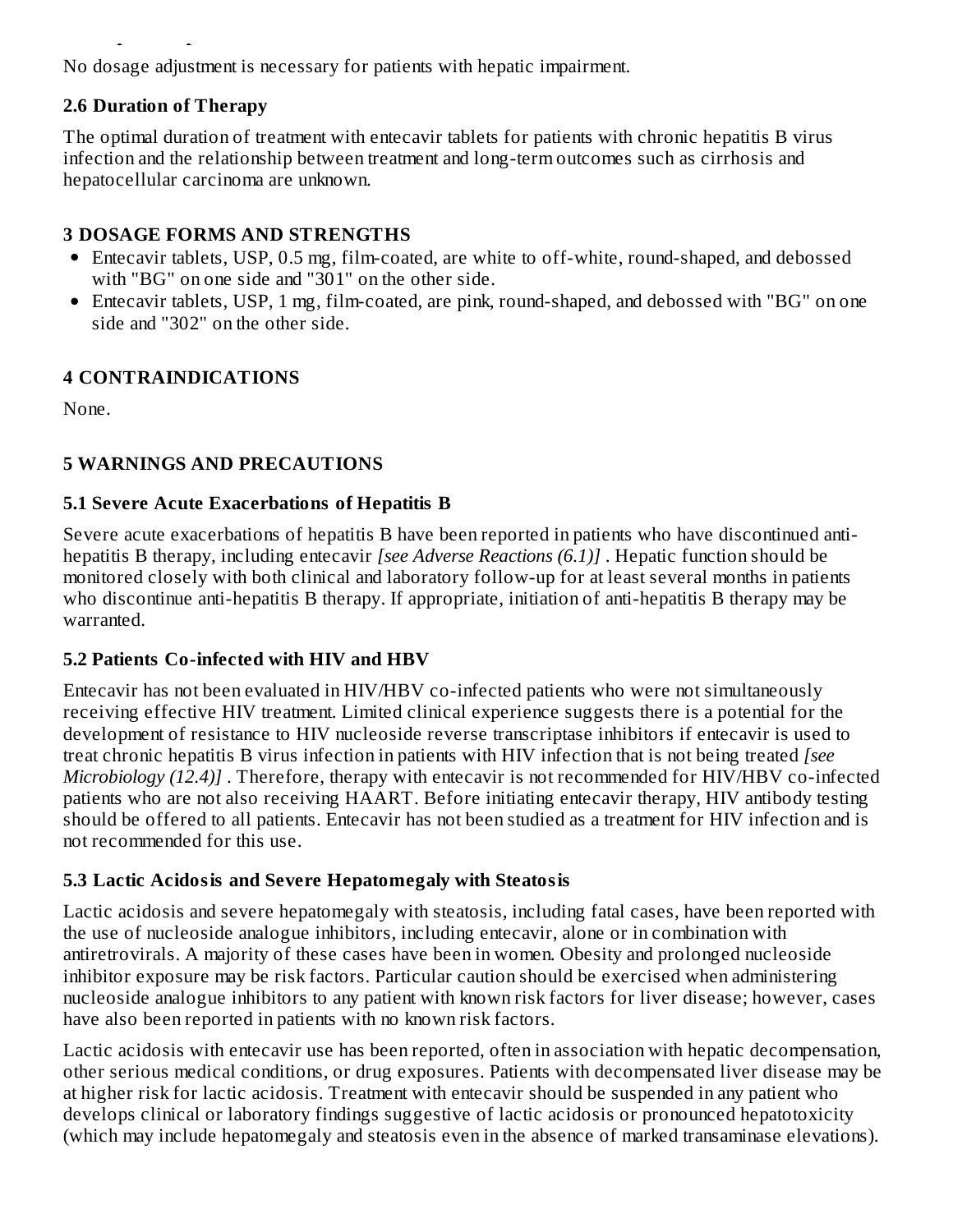No dosage adjustment is necessary for patients with hepatic impairment.

### 2.6 Duration of Therapy

The optimal duration of treatment with entecavir tablets for patients with chronic hepatitis B virus infection and the relationship between treatment and long-term outcomes such as cirrhosis and hepatocellular carcinoma are unknown.

## 3 DOSAGE FORMS AND STRENGTHS

- Entecavir tablets, USP, 0.5 mg, film-coated, are white to off-white, round-shaped, and debossed with "BG" on one side and "301" on the other side.
- Entecavir tablets, USP, 1 mg, film-coated, are pink, round-shaped, and debossed with "BG" on one side and "302" on the other side.

## 4 CONTRAINDICATIONS

None.

## 5 WARNINGS AND PRECAUTIONS

### 5.1 Severe Acute Exacerbations of Hepatitis B

Severe acute exacerbations of hepatitis B have been reported in patients who have discontinued anti-hepatitis B therapy, including entecavir *[see Adverse Reactions (6.1)]* . Hepatic function should be monitored closely with both clinical and laboratory follow-up for at least several months in patients who discontinue anti-hepatitis B therapy. If appropriate, initiation of anti-hepatitis B therapy may be warranted.

### 5.2 Patients Co-infected with HIV and HBV

Entecavir has not been evaluated in HIV/HBV co-infected patients who were not simultaneously receiving effective HIV treatment. Limited clinical experience suggests there is a potential for the development of resistance to HIV nucleoside reverse transcriptase inhibitors if entecavir is used to treat chronic hepatitis B virus infection in patients with HIV infection that is not being treated *[see Microbiology (12.4)]* . Therefore, therapy with entecavir is not recommended for HIV/HBV co-infected patients who are not also receiving HAART. Before initiating entecavir therapy, HIV antibody testing should be offered to all patients. Entecavir has not been studied as a treatment for HIV infection and is not recommended for this use.

### 5.3 Lactic Acidosis and Severe Hepatomegaly with Steatosis

Lactic acidosis and severe hepatomegaly with steatosis, including fatal cases, have been reported with the use of nucleoside analogue inhibitors, including entecavir, alone or in combination with antiretrovirals. A majority of these cases have been in women. Obesity and prolonged nucleoside inhibitor exposure may be risk factors. Particular caution should be exercised when administering nucleoside analogue inhibitors to any patient with known risk factors for liver disease; however, cases have also been reported in patients with no known risk factors.

Lactic acidosis with entecavir use has been reported, often in association with hepatic decompensation, other serious medical conditions, or drug exposures. Patients with decompensated liver disease may be at higher risk for lactic acidosis. Treatment with entecavir should be suspended in any patient who develops clinical or laboratory findings suggestive of lactic acidosis or pronounced hepatotoxicity (which may include hepatomegaly and steatosis even in the absence of marked transaminase elevations).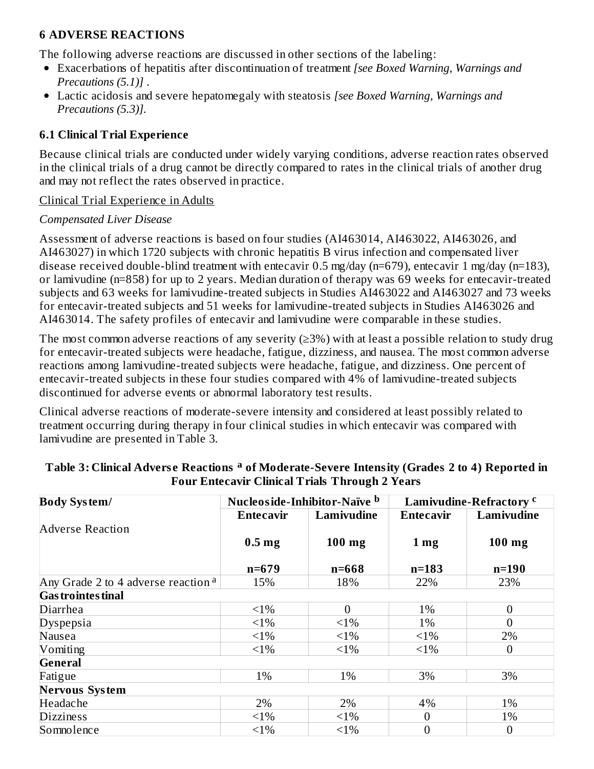## 6 ADVERSE REACTIONS

The following adverse reactions are discussed in other sections of the labeling:

- Exacerbations of hepatitis after discontinuation of treatment *[see Boxed Warning, Warnings and Precautions (5.1)]* .
- Lactic acidosis and severe hepatomegaly with steatosis *[see Boxed Warning, Warnings and Precautions (5.3)]*.

### 6.1 Clinical Trial Experience

Because clinical trials are conducted under widely varying conditions, adverse reaction rates observed in the clinical trials of a drug cannot be directly compared to rates in the clinical trials of another drug and may not reflect the rates observed in practice.

Clinical Trial Experience in Adults

*Compensated Liver Disease*

Assessment of adverse reactions is based on four studies (AI463014, AI463022, AI463026, and AI463027) in which 1720 subjects with chronic hepatitis B virus infection and compensated liver disease received double-blind treatment with entecavir 0.5 mg/day (n=679), entecavir 1 mg/day (n=183), or lamivudine (n=858) for up to 2 years. Median duration of therapy was 69 weeks for entecavir-treated subjects and 63 weeks for lamivudine-treated subjects in Studies AI463022 and AI463027 and 73 weeks for entecavir-treated subjects and 51 weeks for lamivudine-treated subjects in Studies AI463026 and AI463014. The safety profiles of entecavir and lamivudine were comparable in these studies.

The most common adverse reactions of any severity (≥3%) with at least a possible relation to study drug for entecavir-treated subjects were headache, fatigue, dizziness, and nausea. The most common adverse reactions among lamivudine-treated subjects were headache, fatigue, and dizziness. One percent of entecavir-treated subjects in these four studies compared with 4% of lamivudine-treated subjects discontinued for adverse events or abnormal laboratory test results.

Clinical adverse reactions of moderate-severe intensity and considered at least possibly related to treatment occurring during therapy in four clinical studies in which entecavir was compared with lamivudine are presented in Table 3.

**Table 3: Clinical Adverse Reactions [a] of Moderate-Severe Intensity (Grades 2 to 4) Reported in Four Entecavir Clinical Trials Through 2 Years**

| Body System/ Adverse Reaction | Nucleoside-Inhibitor-Naïve [b] | | Lamivudine-Refractory [c] | |
|---|---|---|---|---|
| | Entecavir 0.5 mg n=679 | Lamivudine 100 mg n=668 | Entecavir 1 mg n=183 | Lamivudine 100 mg n=190 |
| Any Grade 2 to 4 adverse reaction [a] | 15% | 18% | 22% | 23% |
| **Gastrointestinal** | | | | |
| Diarrhea | <1% | 0 | 1% | 0 |
| Dyspepsia | <1% | <1% | 1% | 0 |
| Nausea | <1% | <1% | <1% | 2% |
| Vomiting | <1% | <1% | <1% | 0 |
| **General** | | | | |
| Fatigue | 1% | 1% | 3% | 3% |
| **Nervous System** | | | | |
| Headache | 2% | 2% | 4% | 1% |
| Dizziness | <1% | <1% | 0 | 1% |
| Somnolence | <1% | <1% | 0 | 0 |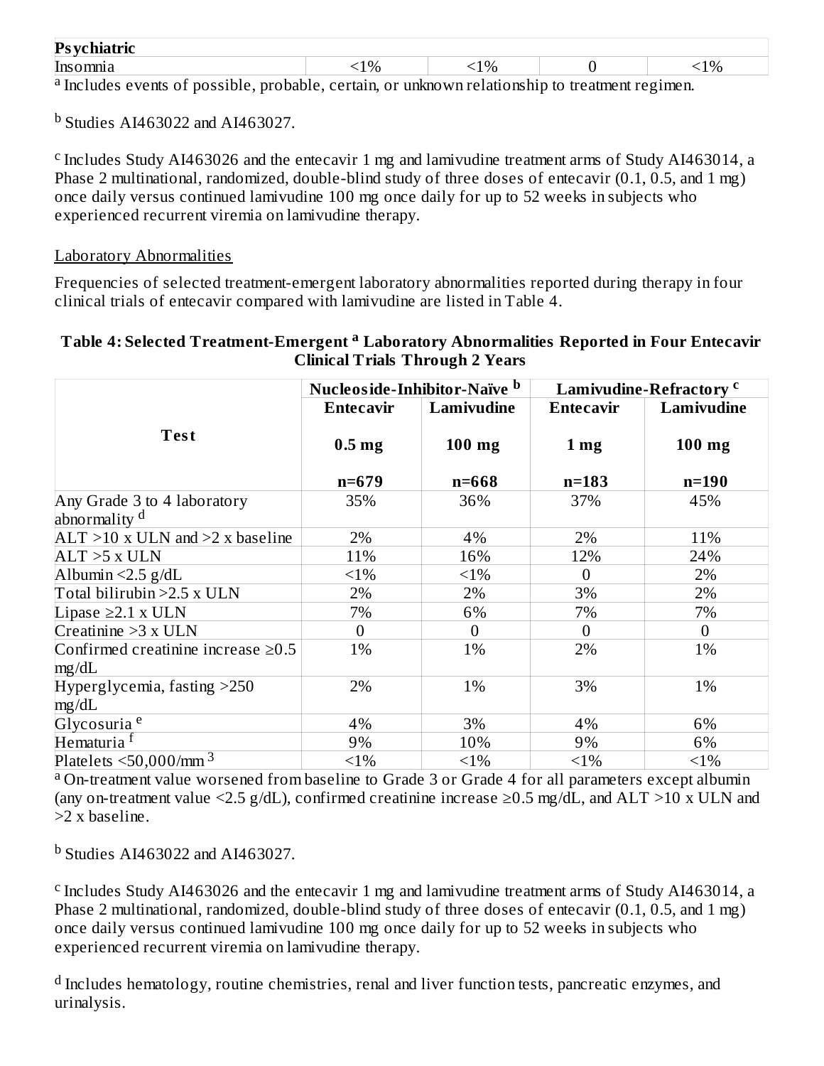| Psychiatric | | | | |
|---|---|---|---|---|
| Insomnia | <1% | <1% | 0 | <1% |

[a] Includes events of possible, probable, certain, or unknown relationship to treatment regimen.

[b] Studies AI463022 and AI463027.

[c] Includes Study AI463026 and the entecavir 1 mg and lamivudine treatment arms of Study AI463014, a Phase 2 multinational, randomized, double-blind study of three doses of entecavir (0.1, 0.5, and 1 mg) once daily versus continued lamivudine 100 mg once daily for up to 52 weeks in subjects who experienced recurrent viremia on lamivudine therapy.

Laboratory Abnormalities

Frequencies of selected treatment-emergent laboratory abnormalities reported during therapy in four clinical trials of entecavir compared with lamivudine are listed in Table 4.

**Table 4: Selected Treatment-Emergent [a] Laboratory Abnormalities Reported in Four Entecavir Clinical Trials Through 2 Years**

| Test | Nucleoside-Inhibitor-Naïve [b] | | Lamivudine-Refractory [c] | |
|---|---|---|---|---|
| | Entecavir 0.5 mg n=679 | Lamivudine 100 mg n=668 | Entecavir 1 mg n=183 | Lamivudine 100 mg n=190 |
| Any Grade 3 to 4 laboratory abnormality [d] | 35% | 36% | 37% | 45% |
| ALT >10 x ULN and >2 x baseline | 2% | 4% | 2% | 11% |
| ALT >5 x ULN | 11% | 16% | 12% | 24% |
| Albumin <2.5 g/dL | <1% | <1% | 0 | 2% |
| Total bilirubin >2.5 x ULN | 2% | 2% | 3% | 2% |
| Lipase ≥2.1 x ULN | 7% | 6% | 7% | 7% |
| Creatinine >3 x ULN | 0 | 0 | 0 | 0 |
| Confirmed creatinine increase ≥0.5 mg/dL | 1% | 1% | 2% | 1% |
| Hyperglycemia, fasting >250 mg/dL | 2% | 1% | 3% | 1% |
| Glycosuria [e] | 4% | 3% | 4% | 6% |
| Hematuria [f] | 9% | 10% | 9% | 6% |
| Platelets <50,000/mm$^3$ | <1% | <1% | <1% | <1% |

[a] On-treatment value worsened from baseline to Grade 3 or Grade 4 for all parameters except albumin (any on-treatment value <2.5 g/dL), confirmed creatinine increase ≥0.5 mg/dL, and ALT >10 x ULN and >2 x baseline.

[b] Studies AI463022 and AI463027.

[c] Includes Study AI463026 and the entecavir 1 mg and lamivudine treatment arms of Study AI463014, a Phase 2 multinational, randomized, double-blind study of three doses of entecavir (0.1, 0.5, and 1 mg) once daily versus continued lamivudine 100 mg once daily for up to 52 weeks in subjects who experienced recurrent viremia on lamivudine therapy.

[d] Includes hematology, routine chemistries, renal and liver function tests, pancreatic enzymes, and urinalysis.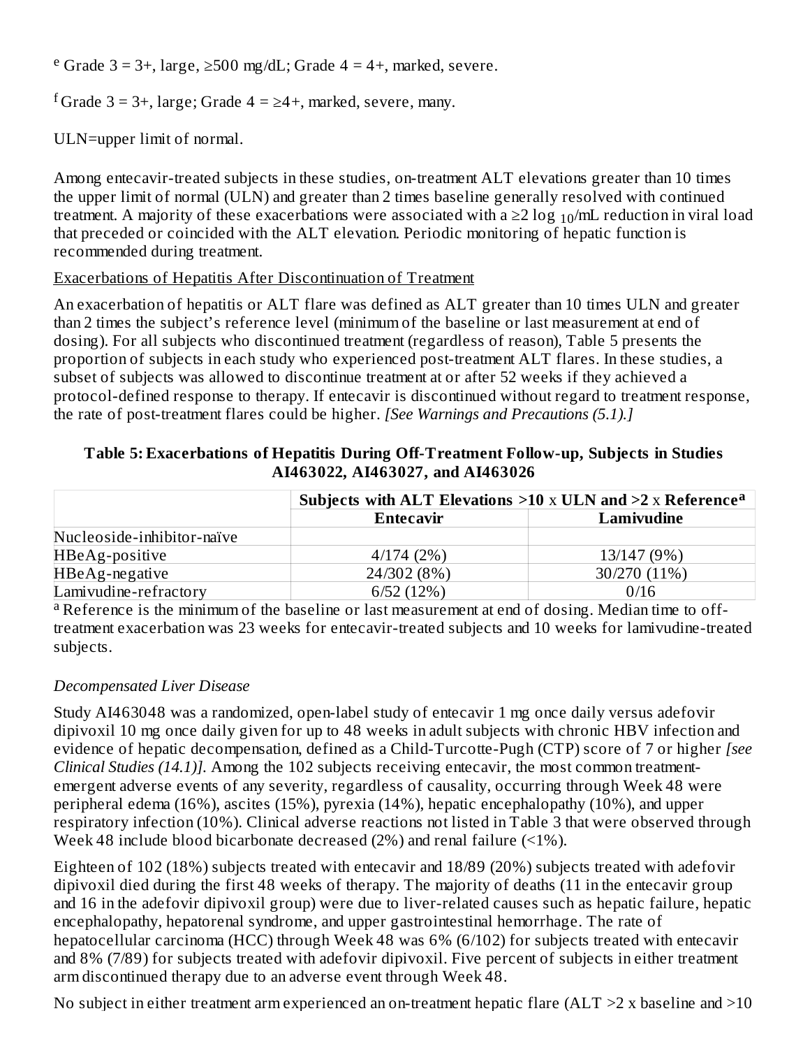[e] Grade 3 = 3+, large, ≥500 mg/dL; Grade 4 = 4+, marked, severe.

[f] Grade 3 = 3+, large; Grade 4 = ≥4+, marked, severe, many.

ULN=upper limit of normal.

Among entecavir-treated subjects in these studies, on-treatment ALT elevations greater than 10 times the upper limit of normal (ULN) and greater than 2 times baseline generally resolved with continued treatment. A majority of these exacerbations were associated with a ≥2 $\log_{10}$/mL reduction in viral load that preceded or coincided with the ALT elevation. Periodic monitoring of hepatic function is recommended during treatment.

Exacerbations of Hepatitis After Discontinuation of Treatment

An exacerbation of hepatitis or ALT flare was defined as ALT greater than 10 times ULN and greater than 2 times the subject's reference level (minimum of the baseline or last measurement at end of dosing). For all subjects who discontinued treatment (regardless of reason), Table 5 presents the proportion of subjects in each study who experienced post-treatment ALT flares. In these studies, a subset of subjects was allowed to discontinue treatment at or after 52 weeks if they achieved a protocol-defined response to therapy. If entecavir is discontinued without regard to treatment response, the rate of post-treatment flares could be higher. *[See Warnings and Precautions (5.1).]*

**Table 5: Exacerbations of Hepatitis During Off-Treatment Follow-up, Subjects in Studies AI463022, AI463027, and AI463026**

| | **Subjects with ALT Elevations >10 x ULN and >2 x Reference[a]** | |
|---|---|---|
| | **Entecavir** | **Lamivudine** |
| Nucleoside-inhibitor-naïve | | |
| HBeAg-positive | 4/174 (2%) | 13/147 (9%) |
| HBeAg-negative | 24/302 (8%) | 30/270 (11%) |
| Lamivudine-refractory | 6/52 (12%) | 0/16 |

[a] Reference is the minimum of the baseline or last measurement at end of dosing. Median time to off-treatment exacerbation was 23 weeks for entecavir-treated subjects and 10 weeks for lamivudine-treated subjects.

*Decompensated Liver Disease*

Study AI463048 was a randomized, open-label study of entecavir 1 mg once daily versus adefovir dipivoxil 10 mg once daily given for up to 48 weeks in adult subjects with chronic HBV infection and evidence of hepatic decompensation, defined as a Child-Turcotte-Pugh (CTP) score of 7 or higher *[see Clinical Studies (14.1)]*. Among the 102 subjects receiving entecavir, the most common treatment-emergent adverse events of any severity, regardless of causality, occurring through Week 48 were peripheral edema (16%), ascites (15%), pyrexia (14%), hepatic encephalopathy (10%), and upper respiratory infection (10%). Clinical adverse reactions not listed in Table 3 that were observed through Week 48 include blood bicarbonate decreased (2%) and renal failure (<1%).

Eighteen of 102 (18%) subjects treated with entecavir and 18/89 (20%) subjects treated with adefovir dipivoxil died during the first 48 weeks of therapy. The majority of deaths (11 in the entecavir group and 16 in the adefovir dipivoxil group) were due to liver-related causes such as hepatic failure, hepatic encephalopathy, hepatorenal syndrome, and upper gastrointestinal hemorrhage. The rate of hepatocellular carcinoma (HCC) through Week 48 was 6% (6/102) for subjects treated with entecavir and 8% (7/89) for subjects treated with adefovir dipivoxil. Five percent of subjects in either treatment arm discontinued therapy due to an adverse event through Week 48.

No subject in either treatment arm experienced an on-treatment hepatic flare (ALT >2 x baseline and >10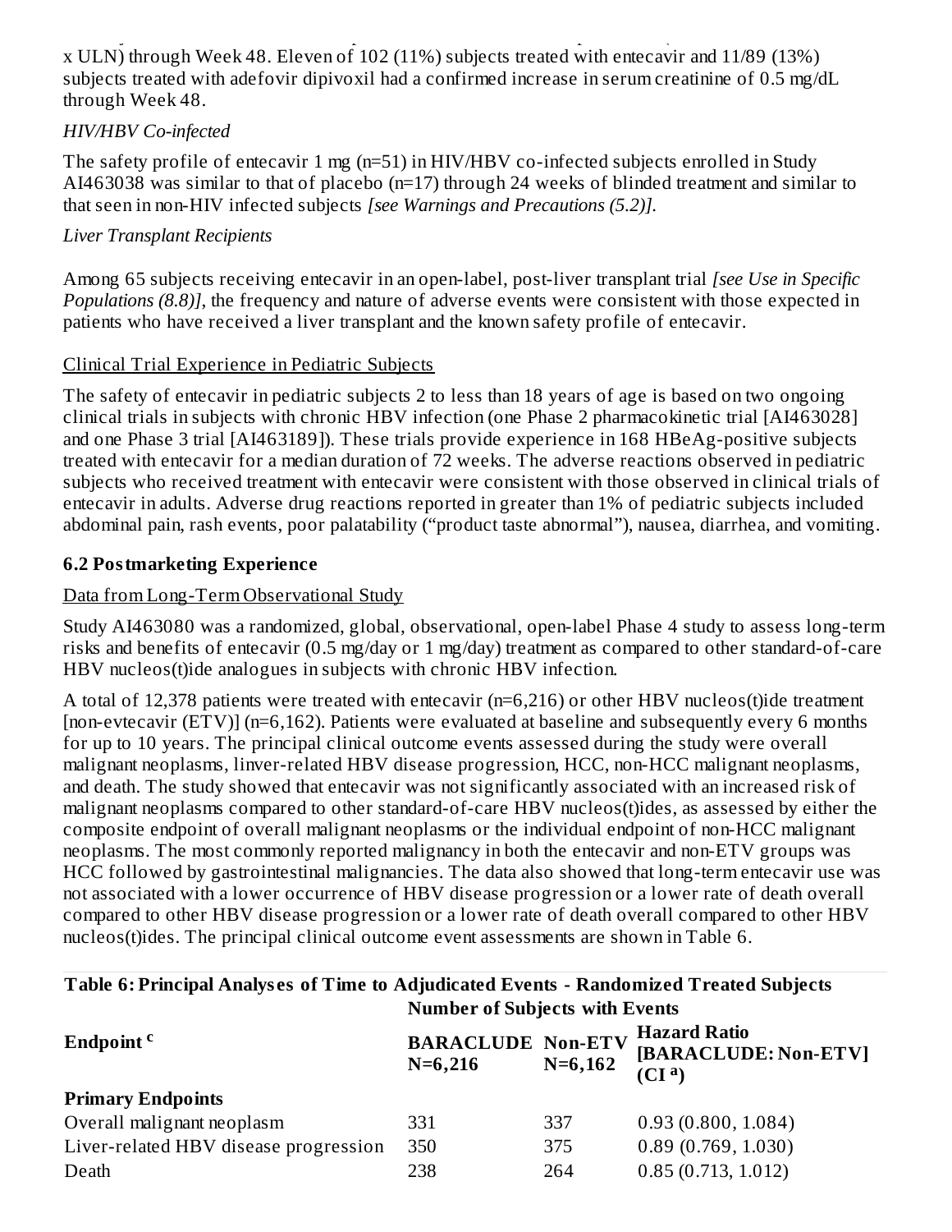x ULN) through Week 48. Eleven of 102 (11%) subjects treated with entecavir and 11/89 (13%) subjects treated with adefovir dipivoxil had a confirmed increase in serum creatinine of 0.5 mg/dL through Week 48.

*HIV/HBV Co-infected*

The safety profile of entecavir 1 mg (n=51) in HIV/HBV co-infected subjects enrolled in Study AI463038 was similar to that of placebo (n=17) through 24 weeks of blinded treatment and similar to that seen in non-HIV infected subjects *[see Warnings and Precautions (5.2)].*

*Liver Transplant Recipients*

Among 65 subjects receiving entecavir in an open-label, post-liver transplant trial *[see Use in Specific Populations (8.8)]*, the frequency and nature of adverse events were consistent with those expected in patients who have received a liver transplant and the known safety profile of entecavir.

Clinical Trial Experience in Pediatric Subjects

The safety of entecavir in pediatric subjects 2 to less than 18 years of age is based on two ongoing clinical trials in subjects with chronic HBV infection (one Phase 2 pharmacokinetic trial [AI463028] and one Phase 3 trial [AI463189]). These trials provide experience in 168 HBeAg-positive subjects treated with entecavir for a median duration of 72 weeks. The adverse reactions observed in pediatric subjects who received treatment with entecavir were consistent with those observed in clinical trials of entecavir in adults. Adverse drug reactions reported in greater than 1% of pediatric subjects included abdominal pain, rash events, poor palatability ("product taste abnormal"), nausea, diarrhea, and vomiting.

## 6.2 Postmarketing Experience

Data from Long-Term Observational Study

Study AI463080 was a randomized, global, observational, open-label Phase 4 study to assess long-term risks and benefits of entecavir (0.5 mg/day or 1 mg/day) treatment as compared to other standard-of-care HBV nucleos(t)ide analogues in subjects with chronic HBV infection.

A total of 12,378 patients were treated with entecavir (n=6,216) or other HBV nucleos(t)ide treatment [non-evtecavir (ETV)] (n=6,162). Patients were evaluated at baseline and subsequently every 6 months for up to 10 years. The principal clinical outcome events assessed during the study were overall malignant neoplasms, linver-related HBV disease progression, HCC, non-HCC malignant neoplasms, and death. The study showed that entecavir was not significantly associated with an increased risk of malignant neoplasms compared to other standard-of-care HBV nucleos(t)ides, as assessed by either the composite endpoint of overall malignant neoplasms or the individual endpoint of non-HCC malignant neoplasms. The most commonly reported malignancy in both the entecavir and non-ETV groups was HCC followed by gastrointestinal malignancies. The data also showed that long-term entecavir use was not associated with a lower occurrence of HBV disease progression or a lower rate of death overall compared to other HBV disease progression or a lower rate of death overall compared to other HBV nucleos(t)ides. The principal clinical outcome event assessments are shown in Table 6.

**Table 6: Principal Analyses of Time to Adjudicated Events - Randomized Treated Subjects**

| Endpoint [c] | Number of Subjects with Events | | |
|---|---|---|---|
| | **BARACLUDE N=6,216** | **Non-ETV N=6,162** | **Hazard Ratio [BARACLUDE: Non-ETV] (CI [a])** |
| **Primary Endpoints** | | | |
| Overall malignant neoplasm | 331 | 337 | 0.93 (0.800, 1.084) |
| Liver-related HBV disease progression | 350 | 375 | 0.89 (0.769, 1.030) |
| Death | 238 | 264 | 0.85 (0.713, 1.012) |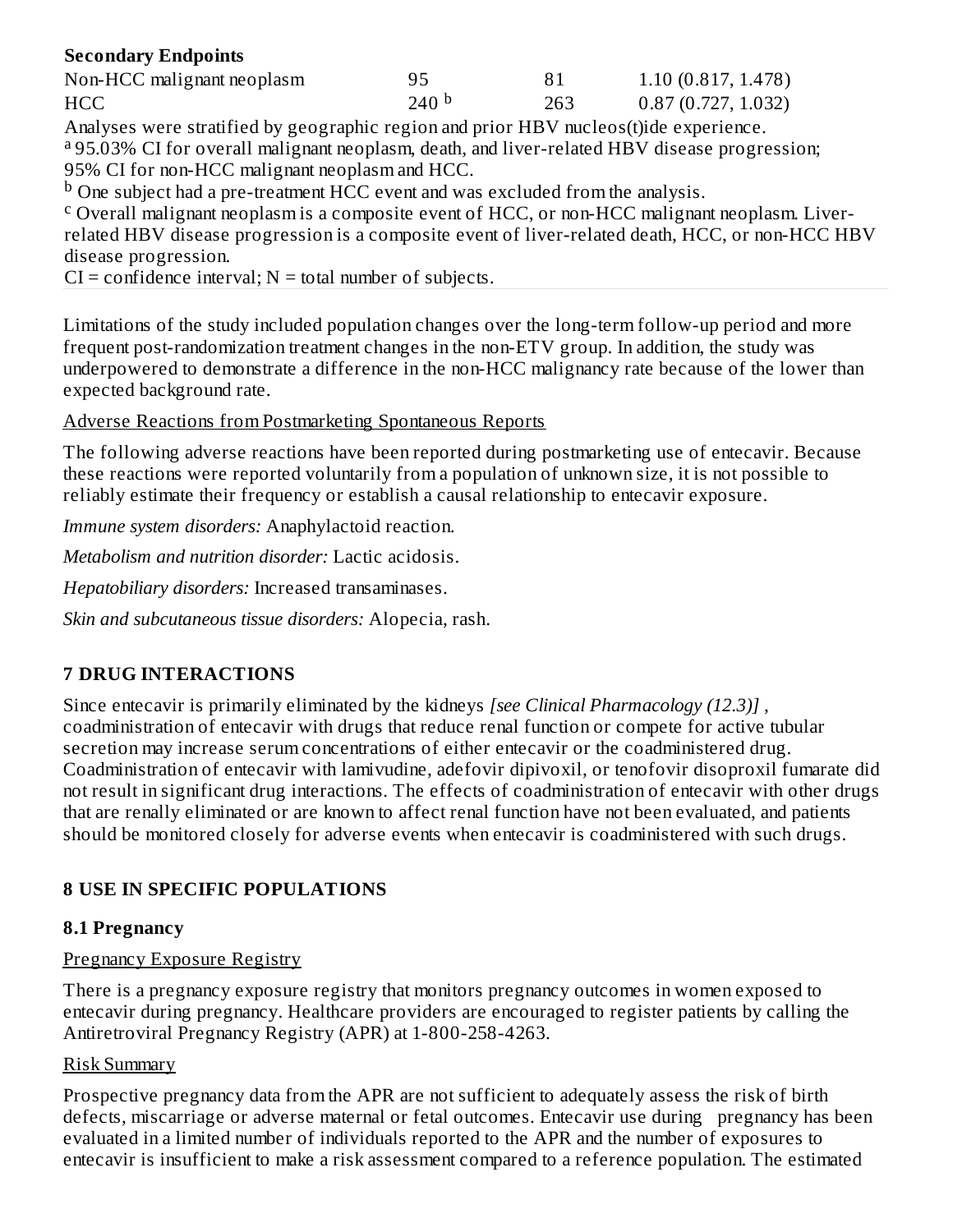| **Secondary Endpoints** | | | |
|---|---|---|---|
| Non-HCC malignant neoplasm | 95 | 81 | 1.10 (0.817, 1.478) |
| HCC | 240 [b] | 263 | 0.87 (0.727, 1.032) |

Analyses were stratified by geographic region and prior HBV nucleos(t)ide experience.
[a] 95.03% CI for overall malignant neoplasm, death, and liver-related HBV disease progression; 95% CI for non-HCC malignant neoplasm and HCC.
[b] One subject had a pre-treatment HCC event and was excluded from the analysis.
[c] Overall malignant neoplasm is a composite event of HCC, or non-HCC malignant neoplasm. Liver-related HBV disease progression is a composite event of liver-related death, HCC, or non-HCC HBV disease progression.
CI = confidence interval; N = total number of subjects.

Limitations of the study included population changes over the long-term follow-up period and more frequent post-randomization treatment changes in the non-ETV group. In addition, the study was underpowered to demonstrate a difference in the non-HCC malignancy rate because of the lower than expected background rate.

Adverse Reactions from Postmarketing Spontaneous Reports

The following adverse reactions have been reported during postmarketing use of entecavir. Because these reactions were reported voluntarily from a population of unknown size, it is not possible to reliably estimate their frequency or establish a causal relationship to entecavir exposure.

*Immune system disorders:* Anaphylactoid reaction.

*Metabolism and nutrition disorder:* Lactic acidosis.

*Hepatobiliary disorders:* Increased transaminases.

*Skin and subcutaneous tissue disorders:* Alopecia, rash.

## 7 DRUG INTERACTIONS

Since entecavir is primarily eliminated by the kidneys *[see Clinical Pharmacology (12.3)]* , coadministration of entecavir with drugs that reduce renal function or compete for active tubular secretion may increase serum concentrations of either entecavir or the coadministered drug. Coadministration of entecavir with lamivudine, adefovir dipivoxil, or tenofovir disoproxil fumarate did not result in significant drug interactions. The effects of coadministration of entecavir with other drugs that are renally eliminated or are known to affect renal function have not been evaluated, and patients should be monitored closely for adverse events when entecavir is coadministered with such drugs.

## 8 USE IN SPECIFIC POPULATIONS

### 8.1 Pregnancy

Pregnancy Exposure Registry

There is a pregnancy exposure registry that monitors pregnancy outcomes in women exposed to entecavir during pregnancy. Healthcare providers are encouraged to register patients by calling the Antiretroviral Pregnancy Registry (APR) at 1-800-258-4263.

Risk Summary

Prospective pregnancy data from the APR are not sufficient to adequately assess the risk of birth defects, miscarriage or adverse maternal or fetal outcomes. Entecavir use during pregnancy has been evaluated in a limited number of individuals reported to the APR and the number of exposures to entecavir is insufficient to make a risk assessment compared to a reference population. The estimated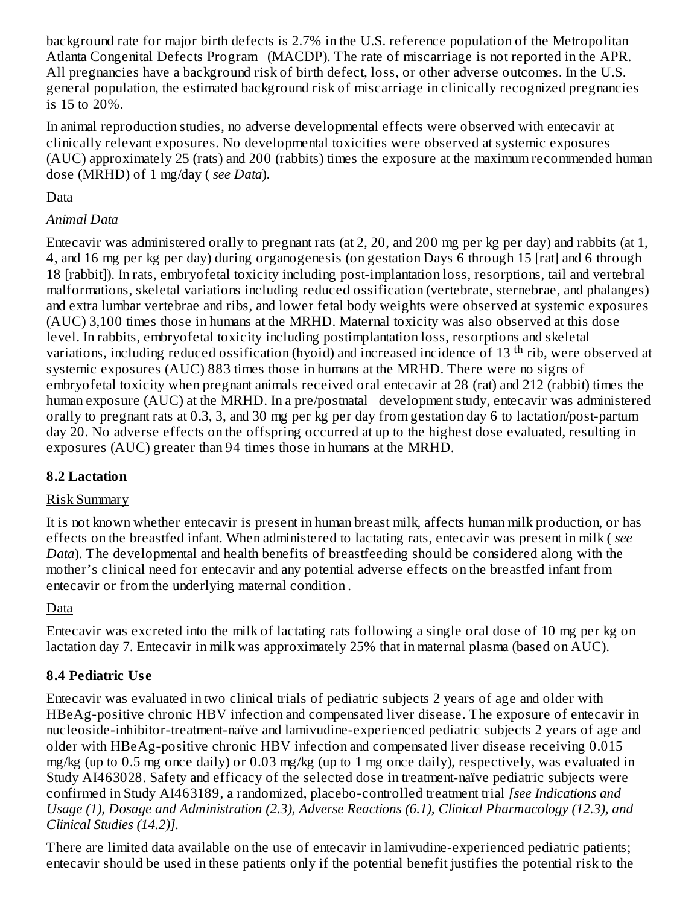background rate for major birth defects is 2.7% in the U.S. reference population of the Metropolitan Atlanta Congenital Defects Program (MACDP). The rate of miscarriage is not reported in the APR. All pregnancies have a background risk of birth defect, loss, or other adverse outcomes. In the U.S. general population, the estimated background risk of miscarriage in clinically recognized pregnancies is 15 to 20%.

In animal reproduction studies, no adverse developmental effects were observed with entecavir at clinically relevant exposures. No developmental toxicities were observed at systemic exposures (AUC) approximately 25 (rats) and 200 (rabbits) times the exposure at the maximum recommended human dose (MRHD) of 1 mg/day ( *see Data*).

Data

*Animal Data*

Entecavir was administered orally to pregnant rats (at 2, 20, and 200 mg per kg per day) and rabbits (at 1, 4, and 16 mg per kg per day) during organogenesis (on gestation Days 6 through 15 [rat] and 6 through 18 [rabbit]). In rats, embryofetal toxicity including post-implantation loss, resorptions, tail and vertebral malformations, skeletal variations including reduced ossification (vertebrate, sternebrae, and phalanges) and extra lumbar vertebrae and ribs, and lower fetal body weights were observed at systemic exposures (AUC) 3,100 times those in humans at the MRHD. Maternal toxicity was also observed at this dose level. In rabbits, embryofetal toxicity including postimplantation loss, resorptions and skeletal variations, including reduced ossification (hyoid) and increased incidence of 13$^{th}$ rib, were observed at systemic exposures (AUC) 883 times those in humans at the MRHD. There were no signs of embryofetal toxicity when pregnant animals received oral entecavir at 28 (rat) and 212 (rabbit) times the human exposure (AUC) at the MRHD. In a pre/postnatal development study, entecavir was administered orally to pregnant rats at 0.3, 3, and 30 mg per kg per day from gestation day 6 to lactation/post-partum day 20. No adverse effects on the offspring occurred at up to the highest dose evaluated, resulting in exposures (AUC) greater than 94 times those in humans at the MRHD.

## 8.2 Lactation

Risk Summary

It is not known whether entecavir is present in human breast milk, affects human milk production, or has effects on the breastfed infant. When administered to lactating rats, entecavir was present in milk ( *see Data*). The developmental and health benefits of breastfeeding should be considered along with the mother's clinical need for entecavir and any potential adverse effects on the breastfed infant from entecavir or from the underlying maternal condition .

Data

Entecavir was excreted into the milk of lactating rats following a single oral dose of 10 mg per kg on lactation day 7. Entecavir in milk was approximately 25% that in maternal plasma (based on AUC).

## 8.4 Pediatric Use

Entecavir was evaluated in two clinical trials of pediatric subjects 2 years of age and older with HBeAg-positive chronic HBV infection and compensated liver disease. The exposure of entecavir in nucleoside-inhibitor-treatment-naïve and lamivudine-experienced pediatric subjects 2 years of age and older with HBeAg-positive chronic HBV infection and compensated liver disease receiving 0.015 mg/kg (up to 0.5 mg once daily) or 0.03 mg/kg (up to 1 mg once daily), respectively, was evaluated in Study AI463028. Safety and efficacy of the selected dose in treatment-naïve pediatric subjects were confirmed in Study AI463189, a randomized, placebo-controlled treatment trial *[see Indications and Usage (1), Dosage and Administration (2.3), Adverse Reactions (6.1), Clinical Pharmacology (12.3), and Clinical Studies (14.2)]*.

There are limited data available on the use of entecavir in lamivudine-experienced pediatric patients; entecavir should be used in these patients only if the potential benefit justifies the potential risk to the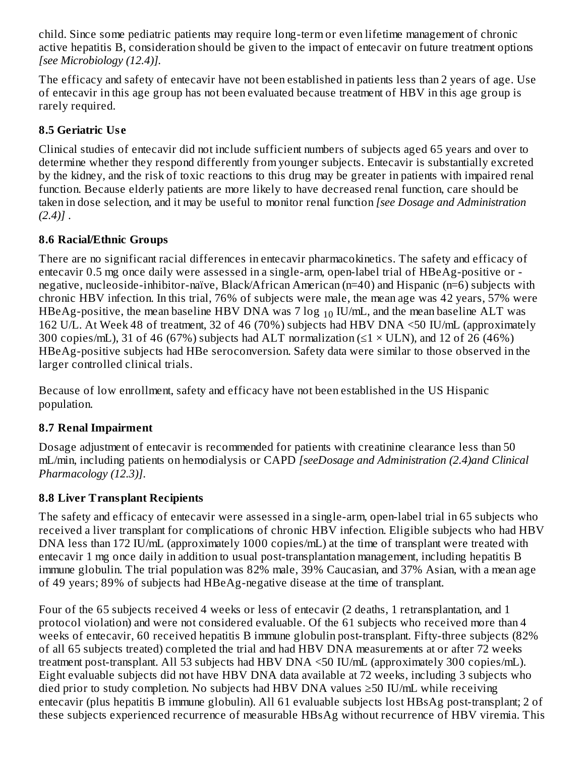child. Since some pediatric patients may require long-term or even lifetime management of chronic active hepatitis B, consideration should be given to the impact of entecavir on future treatment options *[see Microbiology (12.4)]*.

The efficacy and safety of entecavir have not been established in patients less than 2 years of age. Use of entecavir in this age group has not been evaluated because treatment of HBV in this age group is rarely required.

### 8.5 Geriatric Use

Clinical studies of entecavir did not include sufficient numbers of subjects aged 65 years and over to determine whether they respond differently from younger subjects. Entecavir is substantially excreted by the kidney, and the risk of toxic reactions to this drug may be greater in patients with impaired renal function. Because elderly patients are more likely to have decreased renal function, care should be taken in dose selection, and it may be useful to monitor renal function *[see Dosage and Administration (2.4)]* .

### 8.6 Racial/Ethnic Groups

There are no significant racial differences in entecavir pharmacokinetics. The safety and efficacy of entecavir 0.5 mg once daily were assessed in a single-arm, open-label trial of HBeAg-positive or -negative, nucleoside-inhibitor-naïve, Black/African American (n=40) and Hispanic (n=6) subjects with chronic HBV infection. In this trial, 76% of subjects were male, the mean age was 42 years, 57% were HBeAg-positive, the mean baseline HBV DNA was 7 $\log_{10}$ IU/mL, and the mean baseline ALT was 162 U/L. At Week 48 of treatment, 32 of 46 (70%) subjects had HBV DNA <50 IU/mL (approximately 300 copies/mL), 31 of 46 (67%) subjects had ALT normalization ($\leq 1 \times$ ULN), and 12 of 26 (46%) HBeAg-positive subjects had HBe seroconversion. Safety data were similar to those observed in the larger controlled clinical trials.

Because of low enrollment, safety and efficacy have not been established in the US Hispanic population.

### 8.7 Renal Impairment

Dosage adjustment of entecavir is recommended for patients with creatinine clearance less than 50 mL/min, including patients on hemodialysis or CAPD *[seeDosage and Administration (2.4)and Clinical Pharmacology (12.3)]*.

### 8.8 Liver Transplant Recipients

The safety and efficacy of entecavir were assessed in a single-arm, open-label trial in 65 subjects who received a liver transplant for complications of chronic HBV infection. Eligible subjects who had HBV DNA less than 172 IU/mL (approximately 1000 copies/mL) at the time of transplant were treated with entecavir 1 mg once daily in addition to usual post-transplantation management, including hepatitis B immune globulin. The trial population was 82% male, 39% Caucasian, and 37% Asian, with a mean age of 49 years; 89% of subjects had HBeAg-negative disease at the time of transplant.

Four of the 65 subjects received 4 weeks or less of entecavir (2 deaths, 1 retransplantation, and 1 protocol violation) and were not considered evaluable. Of the 61 subjects who received more than 4 weeks of entecavir, 60 received hepatitis B immune globulin post-transplant. Fifty-three subjects (82% of all 65 subjects treated) completed the trial and had HBV DNA measurements at or after 72 weeks treatment post-transplant. All 53 subjects had HBV DNA <50 IU/mL (approximately 300 copies/mL). Eight evaluable subjects did not have HBV DNA data available at 72 weeks, including 3 subjects who died prior to study completion. No subjects had HBV DNA values ≥50 IU/mL while receiving entecavir (plus hepatitis B immune globulin). All 61 evaluable subjects lost HBsAg post-transplant; 2 of these subjects experienced recurrence of measurable HBsAg without recurrence of HBV viremia. This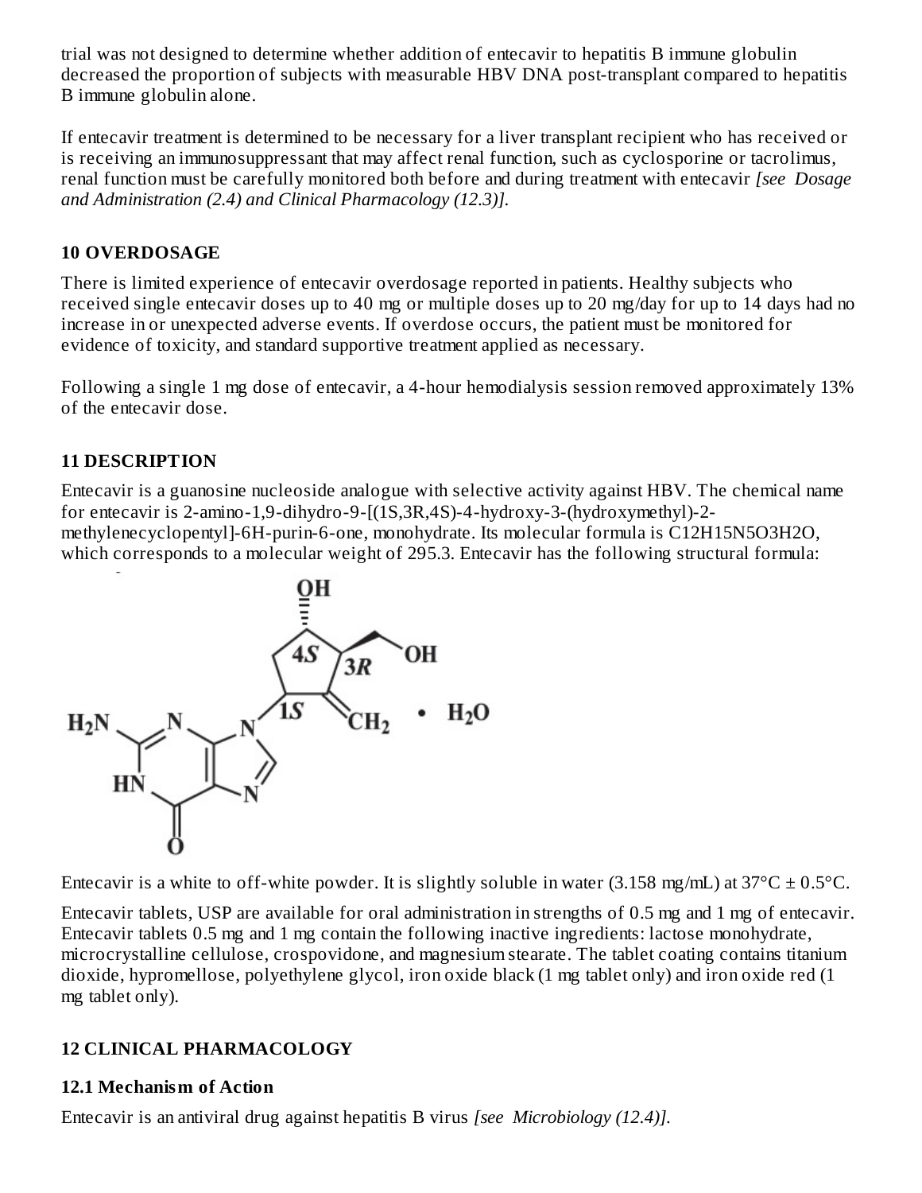trial was not designed to determine whether addition of entecavir to hepatitis B immune globulin decreased the proportion of subjects with measurable HBV DNA post-transplant compared to hepatitis B immune globulin alone.

If entecavir treatment is determined to be necessary for a liver transplant recipient who has received or is receiving an immunosuppressant that may affect renal function, such as cyclosporine or tacrolimus, renal function must be carefully monitored both before and during treatment with entecavir *[see Dosage and Administration (2.4) and Clinical Pharmacology (12.3)].*

## 10 OVERDOSAGE

There is limited experience of entecavir overdosage reported in patients. Healthy subjects who received single entecavir doses up to 40 mg or multiple doses up to 20 mg/day for up to 14 days had no increase in or unexpected adverse events. If overdose occurs, the patient must be monitored for evidence of toxicity, and standard supportive treatment applied as necessary.

Following a single 1 mg dose of entecavir, a 4-hour hemodialysis session removed approximately 13% of the entecavir dose.

## 11 DESCRIPTION

Entecavir is a guanosine nucleoside analogue with selective activity against HBV. The chemical name for entecavir is 2-amino-1,9-dihydro-9-[(1S,3R,4S)-4-hydroxy-3-(hydroxymethyl)-2-methylenecyclopentyl]-6H-purin-6-one, monohydrate. Its molecular formula is $C_{12}H_{15}N_5O_3 \cdot H_2O$, which corresponds to a molecular weight of 295.3. Entecavir has the following structural formula:

Entecavir is a white to off-white powder. It is slightly soluble in water (3.158 mg/mL) at 37°C ± 0.5°C.

Entecavir tablets, USP are available for oral administration in strengths of 0.5 mg and 1 mg of entecavir. Entecavir tablets 0.5 mg and 1 mg contain the following inactive ingredients: lactose monohydrate, microcrystalline cellulose, crospovidone, and magnesium stearate. The tablet coating contains titanium dioxide, hypromellose, polyethylene glycol, iron oxide black (1 mg tablet only) and iron oxide red (1 mg tablet only).

## 12 CLINICAL PHARMACOLOGY

### 12.1 Mechanism of Action

Entecavir is an antiviral drug against hepatitis B virus *[see Microbiology (12.4)].*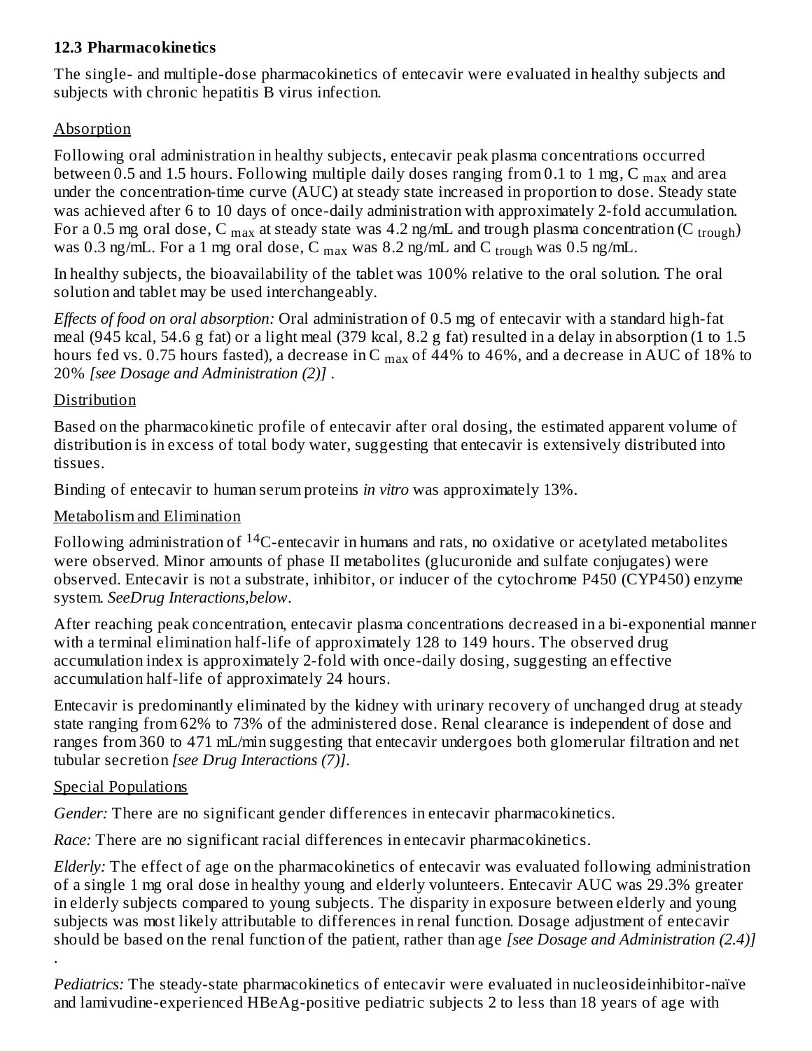### 12.3 Pharmacokinetics

The single- and multiple-dose pharmacokinetics of entecavir were evaluated in healthy subjects and subjects with chronic hepatitis B virus infection.

Absorption

Following oral administration in healthy subjects, entecavir peak plasma concentrations occurred between 0.5 and 1.5 hours. Following multiple daily doses ranging from 0.1 to 1 mg, $C_{max}$ and area under the concentration-time curve (AUC) at steady state increased in proportion to dose. Steady state was achieved after 6 to 10 days of once-daily administration with approximately 2-fold accumulation. For a 0.5 mg oral dose, $C_{max}$ at steady state was 4.2 ng/mL and trough plasma concentration ($C_{trough}$) was 0.3 ng/mL. For a 1 mg oral dose, $C_{max}$ was 8.2 ng/mL and $C_{trough}$ was 0.5 ng/mL.

In healthy subjects, the bioavailability of the tablet was 100% relative to the oral solution. The oral solution and tablet may be used interchangeably.

*Effects of food on oral absorption:* Oral administration of 0.5 mg of entecavir with a standard high-fat meal (945 kcal, 54.6 g fat) or a light meal (379 kcal, 8.2 g fat) resulted in a delay in absorption (1 to 1.5 hours fed vs. 0.75 hours fasted), a decrease in $C_{max}$ of 44% to 46%, and a decrease in AUC of 18% to 20% *[see Dosage and Administration (2)]* .

Distribution

Based on the pharmacokinetic profile of entecavir after oral dosing, the estimated apparent volume of distribution is in excess of total body water, suggesting that entecavir is extensively distributed into tissues.

Binding of entecavir to human serum proteins *in vitro* was approximately 13%.

Metabolism and Elimination

Following administration of $^{14}$C-entecavir in humans and rats, no oxidative or acetylated metabolites were observed. Minor amounts of phase II metabolites (glucuronide and sulfate conjugates) were observed. Entecavir is not a substrate, inhibitor, or inducer of the cytochrome P450 (CYP450) enzyme system. *SeeDrug Interactions,below*.

After reaching peak concentration, entecavir plasma concentrations decreased in a bi-exponential manner with a terminal elimination half-life of approximately 128 to 149 hours. The observed drug accumulation index is approximately 2-fold with once-daily dosing, suggesting an effective accumulation half-life of approximately 24 hours.

Entecavir is predominantly eliminated by the kidney with urinary recovery of unchanged drug at steady state ranging from 62% to 73% of the administered dose. Renal clearance is independent of dose and ranges from 360 to 471 mL/min suggesting that entecavir undergoes both glomerular filtration and net tubular secretion *[see Drug Interactions (7)].*

Special Populations

*Gender:* There are no significant gender differences in entecavir pharmacokinetics.

*Race:* There are no significant racial differences in entecavir pharmacokinetics.

*Elderly:* The effect of age on the pharmacokinetics of entecavir was evaluated following administration of a single 1 mg oral dose in healthy young and elderly volunteers. Entecavir AUC was 29.3% greater in elderly subjects compared to young subjects. The disparity in exposure between elderly and young subjects was most likely attributable to differences in renal function. Dosage adjustment of entecavir should be based on the renal function of the patient, rather than age *[see Dosage and Administration (2.4)]* .

*Pediatrics:* The steady-state pharmacokinetics of entecavir were evaluated in nucleosideinhibitor-naïve and lamivudine-experienced HBeAg-positive pediatric subjects 2 to less than 18 years of age with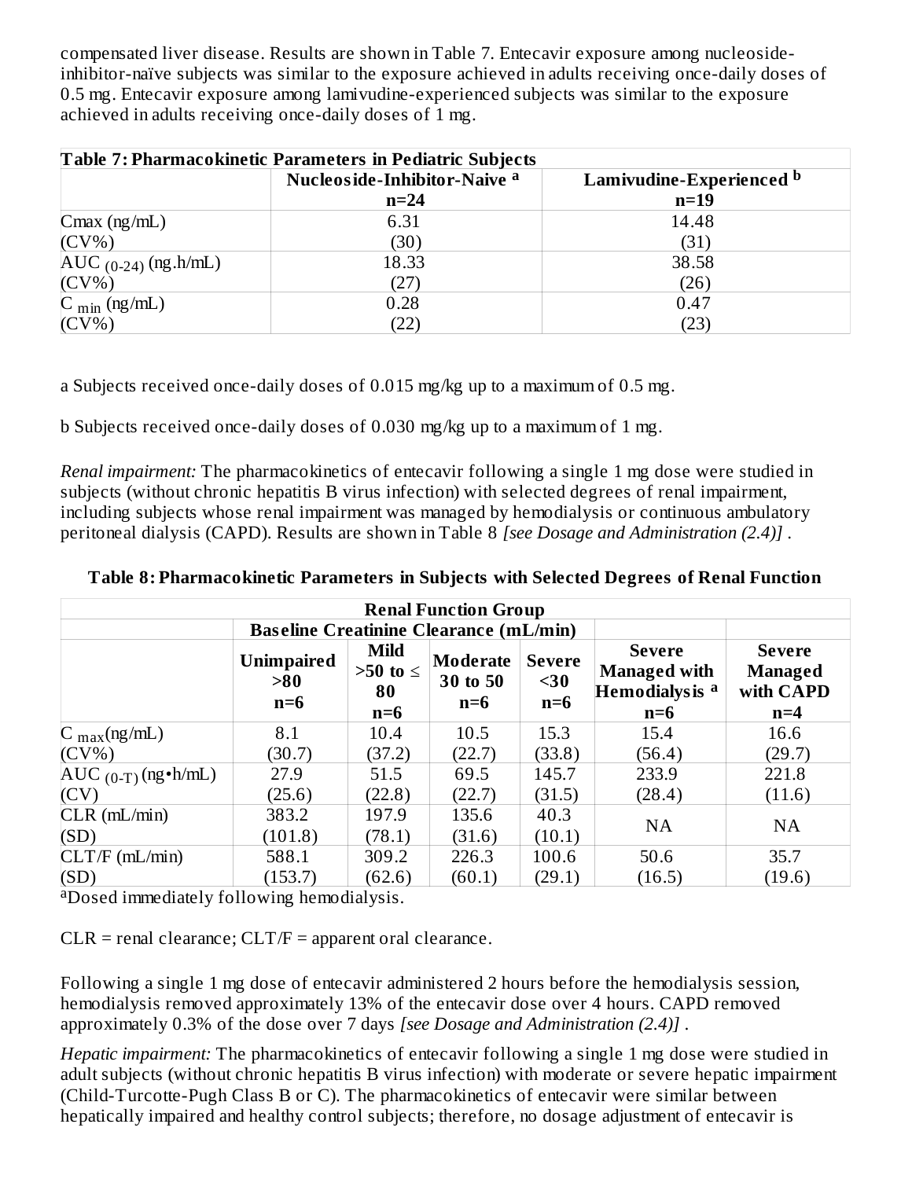compensated liver disease. Results are shown in Table 7. Entecavir exposure among nucleoside-inhibitor-naïve subjects was similar to the exposure achieved in adults receiving once-daily doses of 0.5 mg. Entecavir exposure among lamivudine-experienced subjects was similar to the exposure achieved in adults receiving once-daily doses of 1 mg.

**Table 7: Pharmacokinetic Parameters in Pediatric Subjects**

| | Nucleoside-Inhibitor-Naive [a] n=24 | Lamivudine-Experienced [b] n=19 |
|---|---|---|
| Cmax (ng/mL) (CV%) | 6.31 (30) | 14.48 (31) |
| $AUC_{(0-24)}$ (ng.h/mL) (CV%) | 18.33 (27) | 38.58 (26) |
| $C_{min}$ (ng/mL) (CV%) | 0.28 (22) | 0.47 (23) |

a Subjects received once-daily doses of 0.015 mg/kg up to a maximum of 0.5 mg.

b Subjects received once-daily doses of 0.030 mg/kg up to a maximum of 1 mg.

*Renal impairment:* The pharmacokinetics of entecavir following a single 1 mg dose were studied in subjects (without chronic hepatitis B virus infection) with selected degrees of renal impairment, including subjects whose renal impairment was managed by hemodialysis or continuous ambulatory peritoneal dialysis (CAPD). Results are shown in Table 8 *[see Dosage and Administration (2.4)]* .

**Table 8: Pharmacokinetic Parameters in Subjects with Selected Degrees of Renal Function**

| | Renal Function Group | | | | | |
|---|---|---|---|---|---|---|
| | Baseline Creatinine Clearance (mL/min) | | | | | |
| | Unimpaired >80 n=6 | Mild >50 to ≤ 80 n=6 | Moderate 30 to 50 n=6 | Severe <30 n=6 | Severe Managed with Hemodialysis [a] n=6 | Severe Managed with CAPD n=4 |
| $C_{max}$(ng/mL) (CV%) | 8.1 (30.7) | 10.4 (37.2) | 10.5 (22.7) | 15.3 (33.8) | 15.4 (56.4) | 16.6 (29.7) |
| $AUC_{(0-T)}$ (ng•h/mL) (CV) | 27.9 (25.6) | 51.5 (22.8) | 69.5 (22.7) | 145.7 (31.5) | 233.9 (28.4) | 221.8 (11.6) |
| CLR (mL/min) (SD) | 383.2 (101.8) | 197.9 (78.1) | 135.6 (31.6) | 40.3 (10.1) | NA | NA |
| CLT/F (mL/min) (SD) | 588.1 (153.7) | 309.2 (62.6) | 226.3 (60.1) | 100.6 (29.1) | 50.6 (16.5) | 35.7 (19.6) |

[a]Dosed immediately following hemodialysis.

CLR = renal clearance; CLT/F = apparent oral clearance.

Following a single 1 mg dose of entecavir administered 2 hours before the hemodialysis session, hemodialysis removed approximately 13% of the entecavir dose over 4 hours. CAPD removed approximately 0.3% of the dose over 7 days *[see Dosage and Administration (2.4)]* .

*Hepatic impairment:* The pharmacokinetics of entecavir following a single 1 mg dose were studied in adult subjects (without chronic hepatitis B virus infection) with moderate or severe hepatic impairment (Child-Turcotte-Pugh Class B or C). The pharmacokinetics of entecavir were similar between hepatically impaired and healthy control subjects; therefore, no dosage adjustment of entecavir is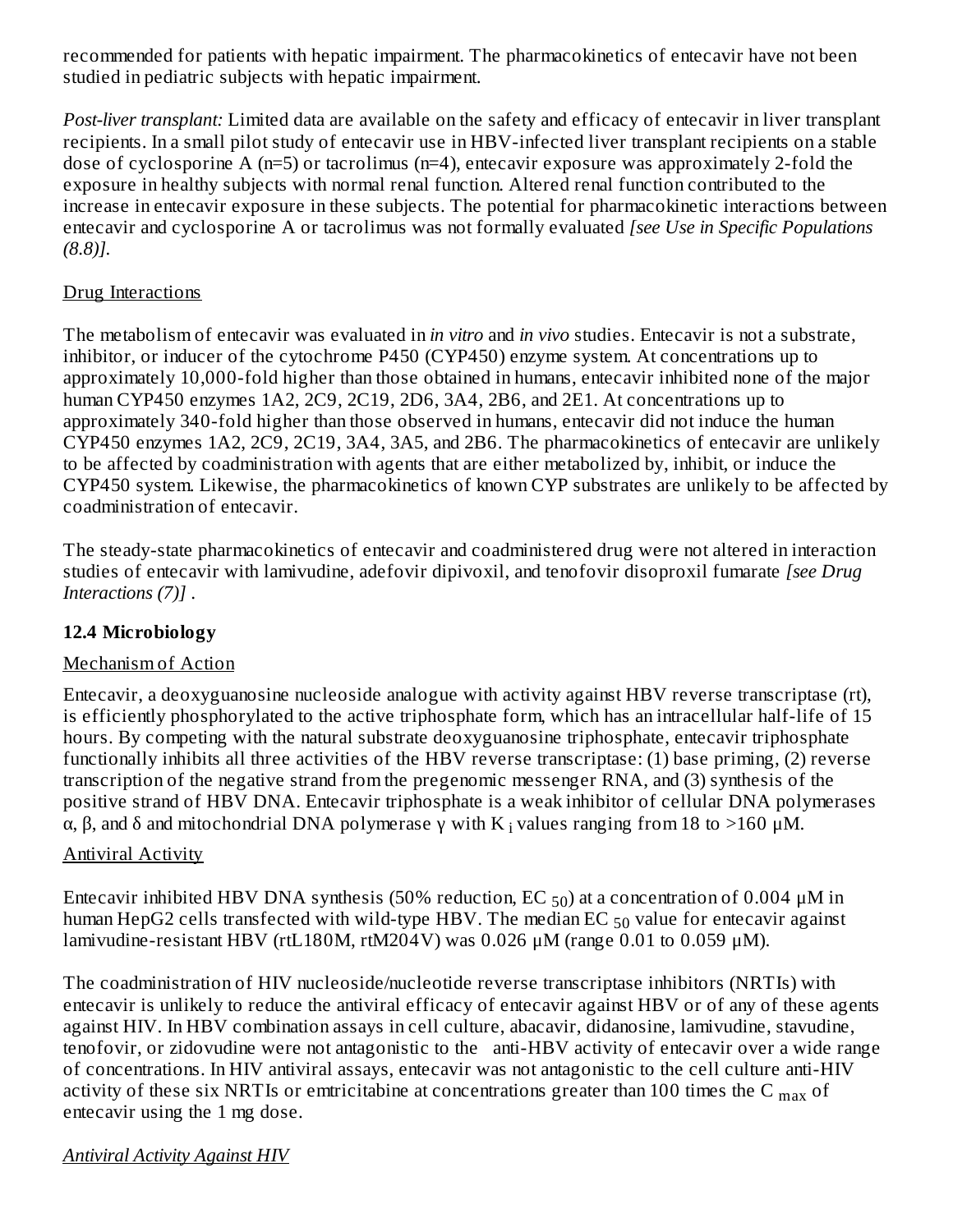recommended for patients with hepatic impairment. The pharmacokinetics of entecavir have not been studied in pediatric subjects with hepatic impairment.

*Post-liver transplant:* Limited data are available on the safety and efficacy of entecavir in liver transplant recipients. In a small pilot study of entecavir use in HBV-infected liver transplant recipients on a stable dose of cyclosporine A (n=5) or tacrolimus (n=4), entecavir exposure was approximately 2-fold the exposure in healthy subjects with normal renal function. Altered renal function contributed to the increase in entecavir exposure in these subjects. The potential for pharmacokinetic interactions between entecavir and cyclosporine A or tacrolimus was not formally evaluated *[see Use in Specific Populations (8.8)]*.

Drug Interactions

The metabolism of entecavir was evaluated in *in vitro* and *in vivo* studies. Entecavir is not a substrate, inhibitor, or inducer of the cytochrome P450 (CYP450) enzyme system. At concentrations up to approximately 10,000-fold higher than those obtained in humans, entecavir inhibited none of the major human CYP450 enzymes 1A2, 2C9, 2C19, 2D6, 3A4, 2B6, and 2E1. At concentrations up to approximately 340-fold higher than those observed in humans, entecavir did not induce the human CYP450 enzymes 1A2, 2C9, 2C19, 3A4, 3A5, and 2B6. The pharmacokinetics of entecavir are unlikely to be affected by coadministration with agents that are either metabolized by, inhibit, or induce the CYP450 system. Likewise, the pharmacokinetics of known CYP substrates are unlikely to be affected by coadministration of entecavir.

The steady-state pharmacokinetics of entecavir and coadministered drug were not altered in interaction studies of entecavir with lamivudine, adefovir dipivoxil, and tenofovir disoproxil fumarate *[see Drug Interactions (7)]* .

### 12.4 Microbiology

Mechanism of Action

Entecavir, a deoxyguanosine nucleoside analogue with activity against HBV reverse transcriptase (rt), is efficiently phosphorylated to the active triphosphate form, which has an intracellular half-life of 15 hours. By competing with the natural substrate deoxyguanosine triphosphate, entecavir triphosphate functionally inhibits all three activities of the HBV reverse transcriptase: (1) base priming, (2) reverse transcription of the negative strand from the pregenomic messenger RNA, and (3) synthesis of the positive strand of HBV DNA. Entecavir triphosphate is a weak inhibitor of cellular DNA polymerases α, β, and δ and mitochondrial DNA polymerase γ with $K_i$ values ranging from 18 to >160 µM.

Antiviral Activity

Entecavir inhibited HBV DNA synthesis (50% reduction, $EC_{50}$) at a concentration of 0.004 µM in human HepG2 cells transfected with wild-type HBV. The median $EC_{50}$ value for entecavir against lamivudine-resistant HBV (rtL180M, rtM204V) was 0.026 µM (range 0.01 to 0.059 µM).

The coadministration of HIV nucleoside/nucleotide reverse transcriptase inhibitors (NRTIs) with entecavir is unlikely to reduce the antiviral efficacy of entecavir against HBV or of any of these agents against HIV. In HBV combination assays in cell culture, abacavir, didanosine, lamivudine, stavudine, tenofovir, or zidovudine were not antagonistic to the anti-HBV activity of entecavir over a wide range of concentrations. In HIV antiviral assays, entecavir was not antagonistic to the cell culture anti-HIV activity of these six NRTIs or emtricitabine at concentrations greater than 100 times the $C_{max}$ of entecavir using the 1 mg dose.

*Antiviral Activity Against HIV*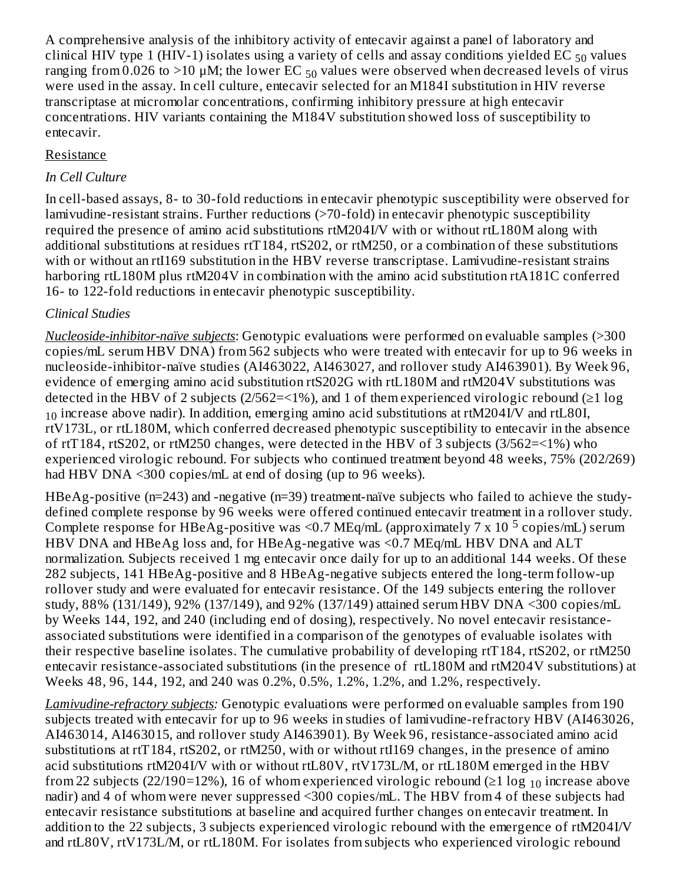A comprehensive analysis of the inhibitory activity of entecavir against a panel of laboratory and clinical HIV type 1 (HIV-1) isolates using a variety of cells and assay conditions yielded EC $_{50}$ values ranging from 0.026 to >10 µM; the lower EC $_{50}$ values were observed when decreased levels of virus were used in the assay. In cell culture, entecavir selected for an M184I substitution in HIV reverse transcriptase at micromolar concentrations, confirming inhibitory pressure at high entecavir concentrations. HIV variants containing the M184V substitution showed loss of susceptibility to entecavir.

Resistance

*In Cell Culture*

In cell-based assays, 8- to 30-fold reductions in entecavir phenotypic susceptibility were observed for lamivudine-resistant strains. Further reductions (>70-fold) in entecavir phenotypic susceptibility required the presence of amino acid substitutions rtM204I/V with or without rtL180M along with additional substitutions at residues rtT184, rtS202, or rtM250, or a combination of these substitutions with or without an rtI169 substitution in the HBV reverse transcriptase. Lamivudine-resistant strains harboring rtL180M plus rtM204V in combination with the amino acid substitution rtA181C conferred 16- to 122-fold reductions in entecavir phenotypic susceptibility.

*Clinical Studies*

*Nucleoside-inhibitor-naïve subjects*: Genotypic evaluations were performed on evaluable samples (>300 copies/mL serum HBV DNA) from 562 subjects who were treated with entecavir for up to 96 weeks in nucleoside-inhibitor-naïve studies (AI463022, AI463027, and rollover study AI463901). By Week 96, evidence of emerging amino acid substitution rtS202G with rtL180M and rtM204V substitutions was detected in the HBV of 2 subjects (2/562=<1%), and 1 of them experienced virologic rebound (≥1 $\log_{10}$ increase above nadir). In addition, emerging amino acid substitutions at rtM204I/V and rtL80I, rtV173L, or rtL180M, which conferred decreased phenotypic susceptibility to entecavir in the absence of rtT184, rtS202, or rtM250 changes, were detected in the HBV of 3 subjects (3/562=<1%) who experienced virologic rebound. For subjects who continued treatment beyond 48 weeks, 75% (202/269) had HBV DNA <300 copies/mL at end of dosing (up to 96 weeks).

HBeAg-positive (n=243) and -negative (n=39) treatment-naïve subjects who failed to achieve the study-defined complete response by 96 weeks were offered continued entecavir treatment in a rollover study. Complete response for HBeAg-positive was <0.7 MEq/mL (approximately $7 \times 10^5$ copies/mL) serum HBV DNA and HBeAg loss and, for HBeAg-negative was <0.7 MEq/mL HBV DNA and ALT normalization. Subjects received 1 mg entecavir once daily for up to an additional 144 weeks. Of these 282 subjects, 141 HBeAg-positive and 8 HBeAg-negative subjects entered the long-term follow-up rollover study and were evaluated for entecavir resistance. Of the 149 subjects entering the rollover study, 88% (131/149), 92% (137/149), and 92% (137/149) attained serum HBV DNA <300 copies/mL by Weeks 144, 192, and 240 (including end of dosing), respectively. No novel entecavir resistance-associated substitutions were identified in a comparison of the genotypes of evaluable isolates with their respective baseline isolates. The cumulative probability of developing rtT184, rtS202, or rtM250 entecavir resistance-associated substitutions (in the presence of rtL180M and rtM204V substitutions) at Weeks 48, 96, 144, 192, and 240 was 0.2%, 0.5%, 1.2%, 1.2%, and 1.2%, respectively.

*Lamivudine-refractory subjects:* Genotypic evaluations were performed on evaluable samples from 190 subjects treated with entecavir for up to 96 weeks in studies of lamivudine-refractory HBV (AI463026, AI463014, AI463015, and rollover study AI463901). By Week 96, resistance-associated amino acid substitutions at rtT184, rtS202, or rtM250, with or without rtI169 changes, in the presence of amino acid substitutions rtM204I/V with or without rtL80V, rtV173L/M, or rtL180M emerged in the HBV from 22 subjects (22/190=12%), 16 of whom experienced virologic rebound (≥1 $\log_{10}$ increase above nadir) and 4 of whom were never suppressed <300 copies/mL. The HBV from 4 of these subjects had entecavir resistance substitutions at baseline and acquired further changes on entecavir treatment. In addition to the 22 subjects, 3 subjects experienced virologic rebound with the emergence of rtM204I/V and rtL80V, rtV173L/M, or rtL180M. For isolates from subjects who experienced virologic rebound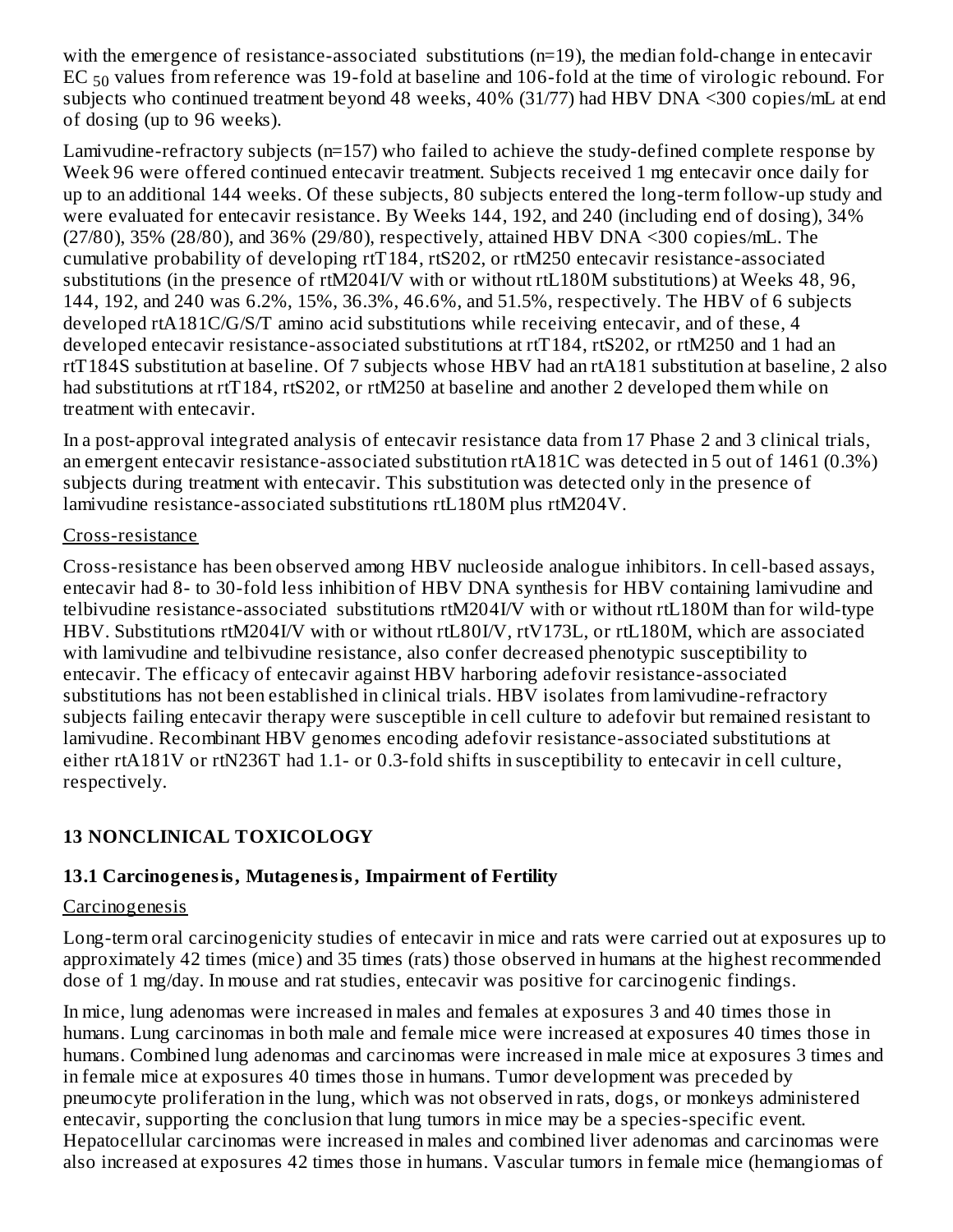with the emergence of resistance-associated substitutions (n=19), the median fold-change in entecavir $EC_{50}$ values from reference was 19-fold at baseline and 106-fold at the time of virologic rebound. For subjects who continued treatment beyond 48 weeks, 40% (31/77) had HBV DNA <300 copies/mL at end of dosing (up to 96 weeks).

Lamivudine-refractory subjects (n=157) who failed to achieve the study-defined complete response by Week 96 were offered continued entecavir treatment. Subjects received 1 mg entecavir once daily for up to an additional 144 weeks. Of these subjects, 80 subjects entered the long-term follow-up study and were evaluated for entecavir resistance. By Weeks 144, 192, and 240 (including end of dosing), 34% (27/80), 35% (28/80), and 36% (29/80), respectively, attained HBV DNA <300 copies/mL. The cumulative probability of developing rtT184, rtS202, or rtM250 entecavir resistance-associated substitutions (in the presence of rtM204I/V with or without rtL180M substitutions) at Weeks 48, 96, 144, 192, and 240 was 6.2%, 15%, 36.3%, 46.6%, and 51.5%, respectively. The HBV of 6 subjects developed rtA181C/G/S/T amino acid substitutions while receiving entecavir, and of these, 4 developed entecavir resistance-associated substitutions at rtT184, rtS202, or rtM250 and 1 had an rtT184S substitution at baseline. Of 7 subjects whose HBV had an rtA181 substitution at baseline, 2 also had substitutions at rtT184, rtS202, or rtM250 at baseline and another 2 developed them while on treatment with entecavir.

In a post-approval integrated analysis of entecavir resistance data from 17 Phase 2 and 3 clinical trials, an emergent entecavir resistance-associated substitution rtA181C was detected in 5 out of 1461 (0.3%) subjects during treatment with entecavir. This substitution was detected only in the presence of lamivudine resistance-associated substitutions rtL180M plus rtM204V.

Cross-resistance

Cross-resistance has been observed among HBV nucleoside analogue inhibitors. In cell-based assays, entecavir had 8- to 30-fold less inhibition of HBV DNA synthesis for HBV containing lamivudine and telbivudine resistance-associated substitutions rtM204I/V with or without rtL180M than for wild-type HBV. Substitutions rtM204I/V with or without rtL80I/V, rtV173L, or rtL180M, which are associated with lamivudine and telbivudine resistance, also confer decreased phenotypic susceptibility to entecavir. The efficacy of entecavir against HBV harboring adefovir resistance-associated substitutions has not been established in clinical trials. HBV isolates from lamivudine-refractory subjects failing entecavir therapy were susceptible in cell culture to adefovir but remained resistant to lamivudine. Recombinant HBV genomes encoding adefovir resistance-associated substitutions at either rtA181V or rtN236T had 1.1- or 0.3-fold shifts in susceptibility to entecavir in cell culture, respectively.

## 13 NONCLINICAL TOXICOLOGY

### 13.1 Carcinogenesis, Mutagenesis, Impairment of Fertility

Carcinogenesis

Long-term oral carcinogenicity studies of entecavir in mice and rats were carried out at exposures up to approximately 42 times (mice) and 35 times (rats) those observed in humans at the highest recommended dose of 1 mg/day. In mouse and rat studies, entecavir was positive for carcinogenic findings.

In mice, lung adenomas were increased in males and females at exposures 3 and 40 times those in humans. Lung carcinomas in both male and female mice were increased at exposures 40 times those in humans. Combined lung adenomas and carcinomas were increased in male mice at exposures 3 times and in female mice at exposures 40 times those in humans. Tumor development was preceded by pneumocyte proliferation in the lung, which was not observed in rats, dogs, or monkeys administered entecavir, supporting the conclusion that lung tumors in mice may be a species-specific event. Hepatocellular carcinomas were increased in males and combined liver adenomas and carcinomas were also increased at exposures 42 times those in humans. Vascular tumors in female mice (hemangiomas of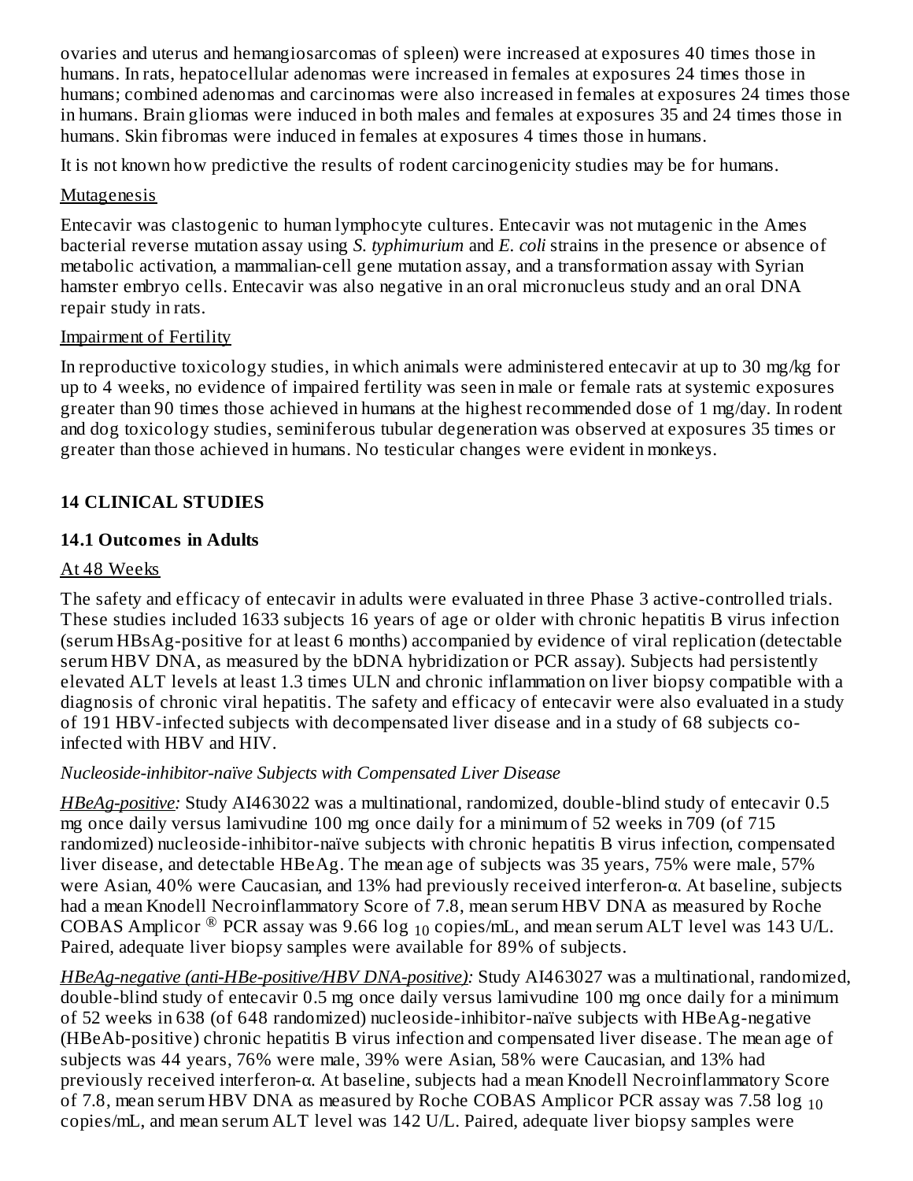ovaries and uterus and hemangiosarcomas of spleen) were increased at exposures 40 times those in humans. In rats, hepatocellular adenomas were increased in females at exposures 24 times those in humans; combined adenomas and carcinomas were also increased in females at exposures 24 times those in humans. Brain gliomas were induced in both males and females at exposures 35 and 24 times those in humans. Skin fibromas were induced in females at exposures 4 times those in humans.

It is not known how predictive the results of rodent carcinogenicity studies may be for humans.

Mutagenesis

Entecavir was clastogenic to human lymphocyte cultures. Entecavir was not mutagenic in the Ames bacterial reverse mutation assay using *S. typhimurium* and *E. coli* strains in the presence or absence of metabolic activation, a mammalian-cell gene mutation assay, and a transformation assay with Syrian hamster embryo cells. Entecavir was also negative in an oral micronucleus study and an oral DNA repair study in rats.

Impairment of Fertility

In reproductive toxicology studies, in which animals were administered entecavir at up to 30 mg/kg for up to 4 weeks, no evidence of impaired fertility was seen in male or female rats at systemic exposures greater than 90 times those achieved in humans at the highest recommended dose of 1 mg/day. In rodent and dog toxicology studies, seminiferous tubular degeneration was observed at exposures 35 times or greater than those achieved in humans. No testicular changes were evident in monkeys.

## 14 CLINICAL STUDIES

### 14.1 Outcomes in Adults

At 48 Weeks

The safety and efficacy of entecavir in adults were evaluated in three Phase 3 active-controlled trials. These studies included 1633 subjects 16 years of age or older with chronic hepatitis B virus infection (serum HBsAg-positive for at least 6 months) accompanied by evidence of viral replication (detectable serum HBV DNA, as measured by the bDNA hybridization or PCR assay). Subjects had persistently elevated ALT levels at least 1.3 times ULN and chronic inflammation on liver biopsy compatible with a diagnosis of chronic viral hepatitis. The safety and efficacy of entecavir were also evaluated in a study of 191 HBV-infected subjects with decompensated liver disease and in a study of 68 subjects co-infected with HBV and HIV.

*Nucleoside-inhibitor-naïve Subjects with Compensated Liver Disease*

*HBeAg-positive:* Study AI463022 was a multinational, randomized, double-blind study of entecavir 0.5 mg once daily versus lamivudine 100 mg once daily for a minimum of 52 weeks in 709 (of 715 randomized) nucleoside-inhibitor-naïve subjects with chronic hepatitis B virus infection, compensated liver disease, and detectable HBeAg. The mean age of subjects was 35 years, 75% were male, 57% were Asian, 40% were Caucasian, and 13% had previously received interferon-α. At baseline, subjects had a mean Knodell Necroinflammatory Score of 7.8, mean serum HBV DNA as measured by Roche COBAS Amplicor ® PCR assay was 9.66 $\log_{10}$ copies/mL, and mean serum ALT level was 143 U/L. Paired, adequate liver biopsy samples were available for 89% of subjects.

*HBeAg-negative (anti-HBe-positive/HBV DNA-positive):* Study AI463027 was a multinational, randomized, double-blind study of entecavir 0.5 mg once daily versus lamivudine 100 mg once daily for a minimum of 52 weeks in 638 (of 648 randomized) nucleoside-inhibitor-naïve subjects with HBeAg-negative (HBeAb-positive) chronic hepatitis B virus infection and compensated liver disease. The mean age of subjects was 44 years, 76% were male, 39% were Asian, 58% were Caucasian, and 13% had previously received interferon-α. At baseline, subjects had a mean Knodell Necroinflammatory Score of 7.8, mean serum HBV DNA as measured by Roche COBAS Amplicor PCR assay was 7.58 $\log_{10}$ copies/mL, and mean serum ALT level was 142 U/L. Paired, adequate liver biopsy samples were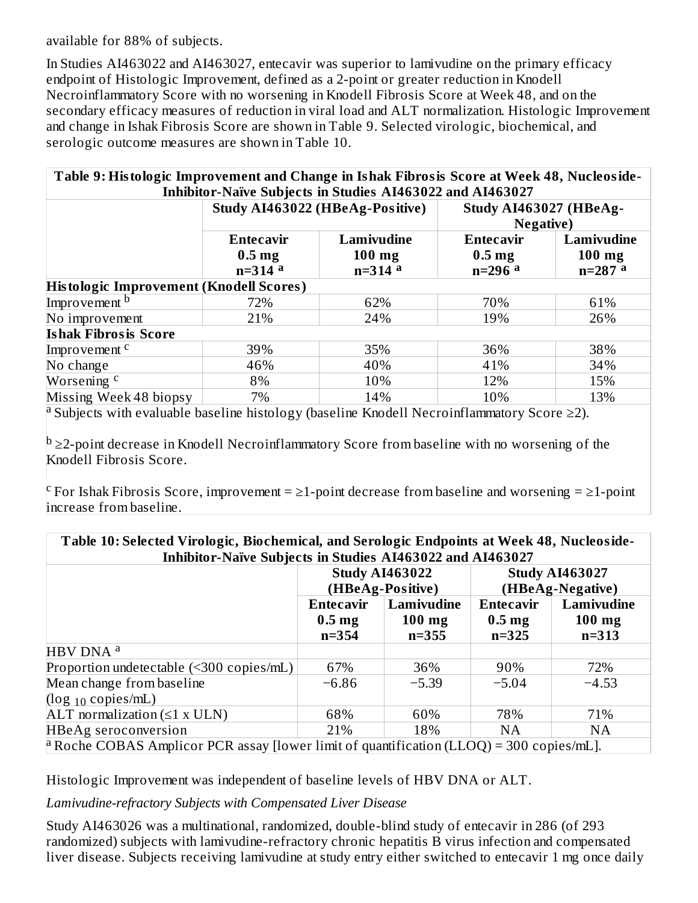available for 88% of subjects.

In Studies AI463022 and AI463027, entecavir was superior to lamivudine on the primary efficacy endpoint of Histologic Improvement, defined as a 2-point or greater reduction in Knodell Necroinflammatory Score with no worsening in Knodell Fibrosis Score at Week 48, and on the secondary efficacy measures of reduction in viral load and ALT normalization. Histologic Improvement and change in Ishak Fibrosis Score are shown in Table 9. Selected virologic, biochemical, and serologic outcome measures are shown in Table 10.

**Table 9: Histologic Improvement and Change in Ishak Fibrosis Score at Week 48, Nucleoside-Inhibitor-Naïve Subjects in Studies AI463022 and AI463027**

| | Study AI463022 (HBeAg-Positive) | | Study AI463027 (HBeAg-Negative) | |
|---|---|---|---|---|
| | **Entecavir 0.5 mg n=314** [a] | **Lamivudine 100 mg n=314** [a] | **Entecavir 0.5 mg n=296** [a] | **Lamivudine 100 mg n=287** [a] |
| **Histologic Improvement (Knodell Scores)** | | | | |
| Improvement [b] | 72% | 62% | 70% | 61% |
| No improvement | 21% | 24% | 19% | 26% |
| **Ishak Fibrosis Score** | | | | |
| Improvement [c] | 39% | 35% | 36% | 38% |
| No change | 46% | 40% | 41% | 34% |
| Worsening [c] | 8% | 10% | 12% | 15% |
| Missing Week 48 biopsy | 7% | 14% | 10% | 13% |

[a] Subjects with evaluable baseline histology (baseline Knodell Necroinflammatory Score ≥2).

[b] ≥2-point decrease in Knodell Necroinflammatory Score from baseline with no worsening of the Knodell Fibrosis Score.

[c] For Ishak Fibrosis Score, improvement = ≥1-point decrease from baseline and worsening = ≥1-point increase from baseline.

**Table 10: Selected Virologic, Biochemical, and Serologic Endpoints at Week 48, Nucleoside-Inhibitor-Naïve Subjects in Studies AI463022 and AI463027**

| | Study AI463022 (HBeAg-Positive) | | Study AI463027 (HBeAg-Negative) | |
|---|---|---|---|---|
| | **Entecavir 0.5 mg n=354** | **Lamivudine 100 mg n=355** | **Entecavir 0.5 mg n=325** | **Lamivudine 100 mg n=313** |
| HBV DNA [a] | | | | |
| Proportion undetectable (<300 copies/mL) | 67% | 36% | 90% | 72% |
| Mean change from baseline ($\log_{10}$ copies/mL) | −6.86 | −5.39 | −5.04 | −4.53 |
| ALT normalization (≤1 x ULN) | 68% | 60% | 78% | 71% |
| HBeAg seroconversion | 21% | 18% | NA | NA |

[a] Roche COBAS Amplicor PCR assay [lower limit of quantification (LLOQ) = 300 copies/mL].

Histologic Improvement was independent of baseline levels of HBV DNA or ALT.

*Lamivudine-refractory Subjects with Compensated Liver Disease*

Study AI463026 was a multinational, randomized, double-blind study of entecavir in 286 (of 293 randomized) subjects with lamivudine-refractory chronic hepatitis B virus infection and compensated liver disease. Subjects receiving lamivudine at study entry either switched to entecavir 1 mg once daily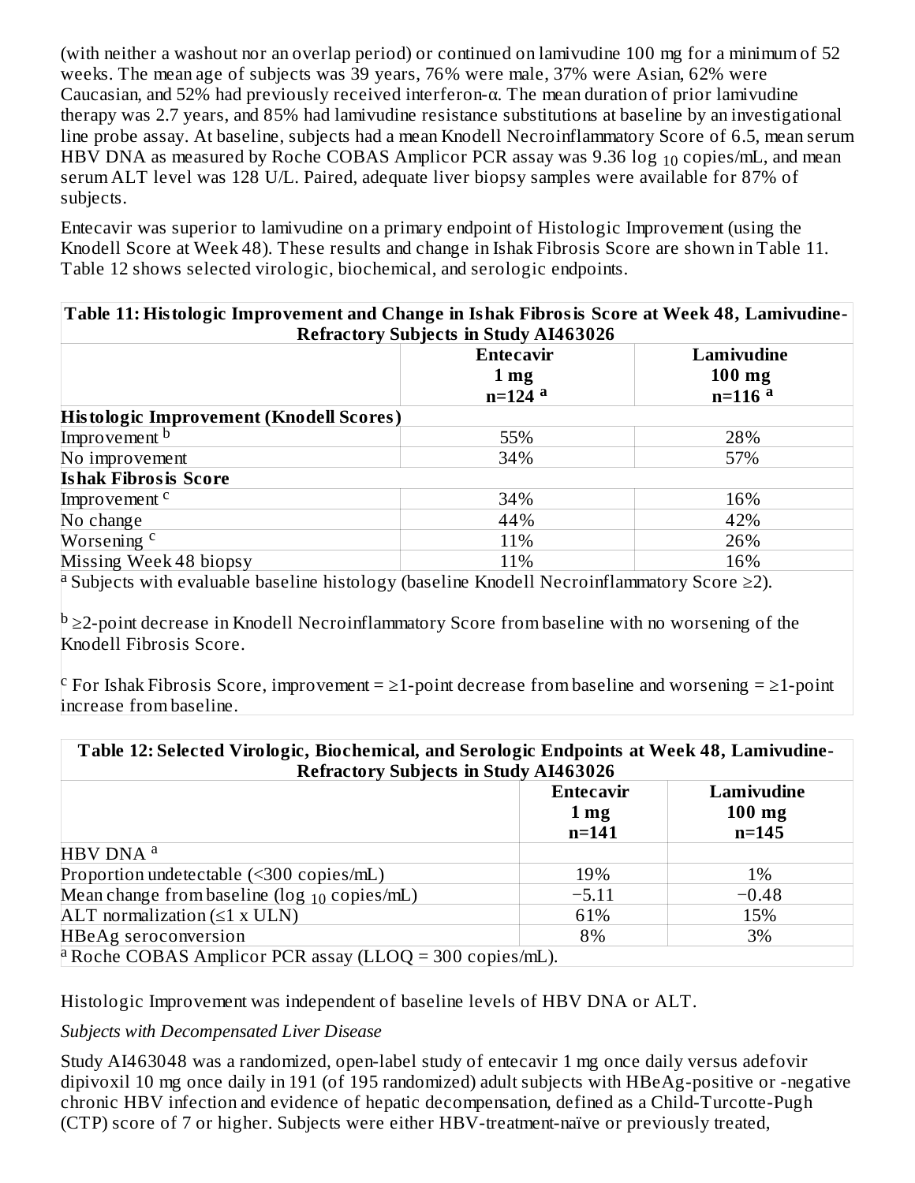(with neither a washout nor an overlap period) or continued on lamivudine 100 mg for a minimum of 52 weeks. The mean age of subjects was 39 years, 76% were male, 37% were Asian, 62% were Caucasian, and 52% had previously received interferon-α. The mean duration of prior lamivudine therapy was 2.7 years, and 85% had lamivudine resistance substitutions at baseline by an investigational line probe assay. At baseline, subjects had a mean Knodell Necroinflammatory Score of 6.5, mean serum HBV DNA as measured by Roche COBAS Amplicor PCR assay was 9.36 $\log_{10}$ copies/mL, and mean serum ALT level was 128 U/L. Paired, adequate liver biopsy samples were available for 87% of subjects.

Entecavir was superior to lamivudine on a primary endpoint of Histologic Improvement (using the Knodell Score at Week 48). These results and change in Ishak Fibrosis Score are shown in Table 11. Table 12 shows selected virologic, biochemical, and serologic endpoints.

**Table 11: Histologic Improvement and Change in Ishak Fibrosis Score at Week 48, Lamivudine-Refractory Subjects in Study AI463026**

| | Entecavir 1 mg n=124 [a] | Lamivudine 100 mg n=116 [a] |
|---|---|---|
| **Histologic Improvement (Knodell Scores)** | | |
| Improvement [b] | 55% | 28% |
| No improvement | 34% | 57% |
| **Ishak Fibrosis Score** | | |
| Improvement [c] | 34% | 16% |
| No change | 44% | 42% |
| Worsening [c] | 11% | 26% |
| Missing Week 48 biopsy | 11% | 16% |

[a] Subjects with evaluable baseline histology (baseline Knodell Necroinflammatory Score ≥2).

[b] ≥2-point decrease in Knodell Necroinflammatory Score from baseline with no worsening of the Knodell Fibrosis Score.

[c] For Ishak Fibrosis Score, improvement = ≥1-point decrease from baseline and worsening = ≥1-point increase from baseline.

**Table 12: Selected Virologic, Biochemical, and Serologic Endpoints at Week 48, Lamivudine-Refractory Subjects in Study AI463026**

| | Entecavir 1 mg n=141 | Lamivudine 100 mg n=145 |
|---|---|---|
| HBV DNA [a] | | |
| Proportion undetectable (<300 copies/mL) | 19% | 1% |
| Mean change from baseline ($\log_{10}$ copies/mL) | −5.11 | −0.48 |
| ALT normalization (≤1 x ULN) | 61% | 15% |
| HBeAg seroconversion | 8% | 3% |

[a] Roche COBAS Amplicor PCR assay (LLOQ = 300 copies/mL).

Histologic Improvement was independent of baseline levels of HBV DNA or ALT.

*Subjects with Decompensated Liver Disease*

Study AI463048 was a randomized, open-label study of entecavir 1 mg once daily versus adefovir dipivoxil 10 mg once daily in 191 (of 195 randomized) adult subjects with HBeAg-positive or -negative chronic HBV infection and evidence of hepatic decompensation, defined as a Child-Turcotte-Pugh (CTP) score of 7 or higher. Subjects were either HBV-treatment-naïve or previously treated,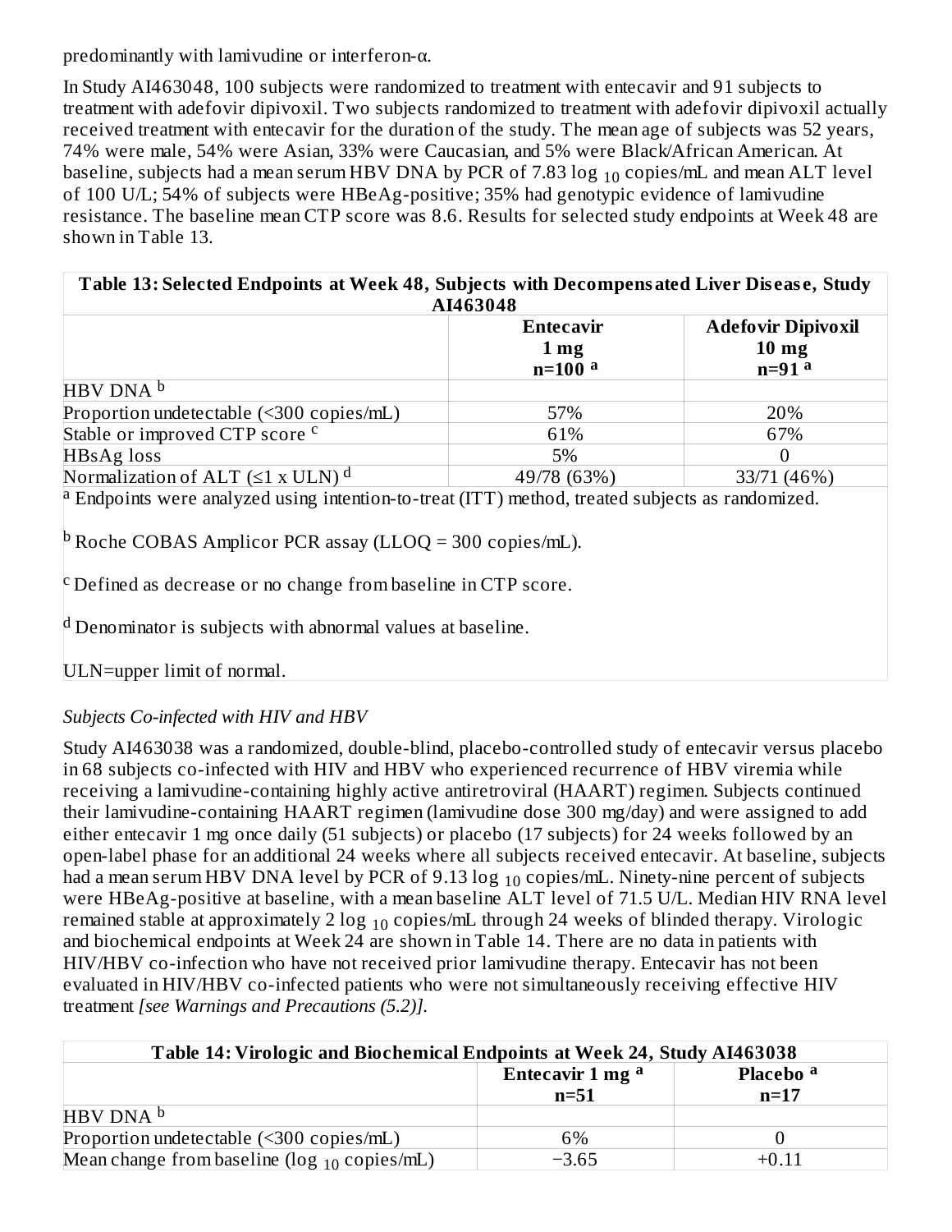predominantly with lamivudine or interferon-α.

In Study AI463048, 100 subjects were randomized to treatment with entecavir and 91 subjects to treatment with adefovir dipivoxil. Two subjects randomized to treatment with adefovir dipivoxil actually received treatment with entecavir for the duration of the study. The mean age of subjects was 52 years, 74% were male, 54% were Asian, 33% were Caucasian, and 5% were Black/African American. At baseline, subjects had a mean serum HBV DNA by PCR of 7.83 $\log_{10}$ copies/mL and mean ALT level of 100 U/L; 54% of subjects were HBeAg-positive; 35% had genotypic evidence of lamivudine resistance. The baseline mean CTP score was 8.6. Results for selected study endpoints at Week 48 are shown in Table 13.

**Table 13: Selected Endpoints at Week 48, Subjects with Decompensated Liver Disease, Study AI463048**

| | Entecavir 1 mg n=100 [a] | Adefovir Dipivoxil 10 mg n=91 [a] |
|---|---|---|
| HBV DNA [b] | | |
| Proportion undetectable (<300 copies/mL) | 57% | 20% |
| Stable or improved CTP score [c] | 61% | 67% |
| HBsAg loss | 5% | 0 |
| Normalization of ALT (≤1 x ULN) [d] | 49/78 (63%) | 33/71 (46%) |

[a] Endpoints were analyzed using intention-to-treat (ITT) method, treated subjects as randomized.

[b] Roche COBAS Amplicor PCR assay (LLOQ = 300 copies/mL).

[c] Defined as decrease or no change from baseline in CTP score.

[d] Denominator is subjects with abnormal values at baseline.

ULN=upper limit of normal.

*Subjects Co-infected with HIV and HBV*

Study AI463038 was a randomized, double-blind, placebo-controlled study of entecavir versus placebo in 68 subjects co-infected with HIV and HBV who experienced recurrence of HBV viremia while receiving a lamivudine-containing highly active antiretroviral (HAART) regimen. Subjects continued their lamivudine-containing HAART regimen (lamivudine dose 300 mg/day) and were assigned to add either entecavir 1 mg once daily (51 subjects) or placebo (17 subjects) for 24 weeks followed by an open-label phase for an additional 24 weeks where all subjects received entecavir. At baseline, subjects had a mean serum HBV DNA level by PCR of 9.13 $\log_{10}$ copies/mL. Ninety-nine percent of subjects were HBeAg-positive at baseline, with a mean baseline ALT level of 71.5 U/L. Median HIV RNA level remained stable at approximately 2 $\log_{10}$ copies/mL through 24 weeks of blinded therapy. Virologic and biochemical endpoints at Week 24 are shown in Table 14. There are no data in patients with HIV/HBV co-infection who have not received prior lamivudine therapy. Entecavir has not been evaluated in HIV/HBV co-infected patients who were not simultaneously receiving effective HIV treatment *[see Warnings and Precautions (5.2)].*

**Table 14: Virologic and Biochemical Endpoints at Week 24, Study AI463038**

| | Entecavir 1 mg [a] n=51 | Placebo [a] n=17 |
|---|---|---|
| HBV DNA [b] | | |
| Proportion undetectable (<300 copies/mL) | 6% | 0 |
| Mean change from baseline ($\log_{10}$ copies/mL) | −3.65 | +0.11 |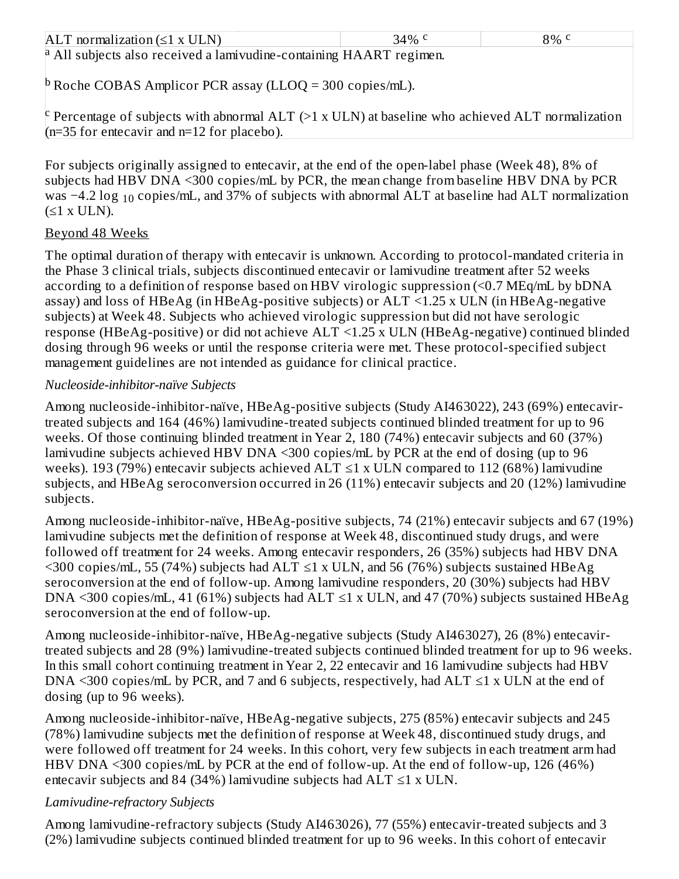| ALT normalization (≤1 x ULN) | 34% [c] | 8% [c] |
|---|---|---|

[a] All subjects also received a lamivudine-containing HAART regimen.

[b] Roche COBAS Amplicor PCR assay (LLOQ = 300 copies/mL).

[c] Percentage of subjects with abnormal ALT (>1 x ULN) at baseline who achieved ALT normalization (n=35 for entecavir and n=12 for placebo).

For subjects originally assigned to entecavir, at the end of the open-label phase (Week 48), 8% of subjects had HBV DNA <300 copies/mL by PCR, the mean change from baseline HBV DNA by PCR was −4.2 $\log_{10}$ copies/mL, and 37% of subjects with abnormal ALT at baseline had ALT normalization (≤1 x ULN).

Beyond 48 Weeks

The optimal duration of therapy with entecavir is unknown. According to protocol-mandated criteria in the Phase 3 clinical trials, subjects discontinued entecavir or lamivudine treatment after 52 weeks according to a definition of response based on HBV virologic suppression (<0.7 MEq/mL by bDNA assay) and loss of HBeAg (in HBeAg-positive subjects) or ALT <1.25 x ULN (in HBeAg-negative subjects) at Week 48. Subjects who achieved virologic suppression but did not have serologic response (HBeAg-positive) or did not achieve ALT <1.25 x ULN (HBeAg-negative) continued blinded dosing through 96 weeks or until the response criteria were met. These protocol-specified subject management guidelines are not intended as guidance for clinical practice.

*Nucleoside-inhibitor-naïve Subjects*

Among nucleoside-inhibitor-naïve, HBeAg-positive subjects (Study AI463022), 243 (69%) entecavir-treated subjects and 164 (46%) lamivudine-treated subjects continued blinded treatment for up to 96 weeks. Of those continuing blinded treatment in Year 2, 180 (74%) entecavir subjects and 60 (37%) lamivudine subjects achieved HBV DNA <300 copies/mL by PCR at the end of dosing (up to 96 weeks). 193 (79%) entecavir subjects achieved ALT ≤1 x ULN compared to 112 (68%) lamivudine subjects, and HBeAg seroconversion occurred in 26 (11%) entecavir subjects and 20 (12%) lamivudine subjects.

Among nucleoside-inhibitor-naïve, HBeAg-positive subjects, 74 (21%) entecavir subjects and 67 (19%) lamivudine subjects met the definition of response at Week 48, discontinued study drugs, and were followed off treatment for 24 weeks. Among entecavir responders, 26 (35%) subjects had HBV DNA <300 copies/mL, 55 (74%) subjects had ALT ≤1 x ULN, and 56 (76%) subjects sustained HBeAg seroconversion at the end of follow-up. Among lamivudine responders, 20 (30%) subjects had HBV DNA <300 copies/mL, 41 (61%) subjects had ALT ≤1 x ULN, and 47 (70%) subjects sustained HBeAg seroconversion at the end of follow-up.

Among nucleoside-inhibitor-naïve, HBeAg-negative subjects (Study AI463027), 26 (8%) entecavir-treated subjects and 28 (9%) lamivudine-treated subjects continued blinded treatment for up to 96 weeks. In this small cohort continuing treatment in Year 2, 22 entecavir and 16 lamivudine subjects had HBV DNA <300 copies/mL by PCR, and 7 and 6 subjects, respectively, had ALT ≤1 x ULN at the end of dosing (up to 96 weeks).

Among nucleoside-inhibitor-naïve, HBeAg-negative subjects, 275 (85%) entecavir subjects and 245 (78%) lamivudine subjects met the definition of response at Week 48, discontinued study drugs, and were followed off treatment for 24 weeks. In this cohort, very few subjects in each treatment arm had HBV DNA <300 copies/mL by PCR at the end of follow-up. At the end of follow-up, 126 (46%) entecavir subjects and 84 (34%) lamivudine subjects had ALT ≤1 x ULN.

*Lamivudine-refractory Subjects*

Among lamivudine-refractory subjects (Study AI463026), 77 (55%) entecavir-treated subjects and 3 (2%) lamivudine subjects continued blinded treatment for up to 96 weeks. In this cohort of entecavir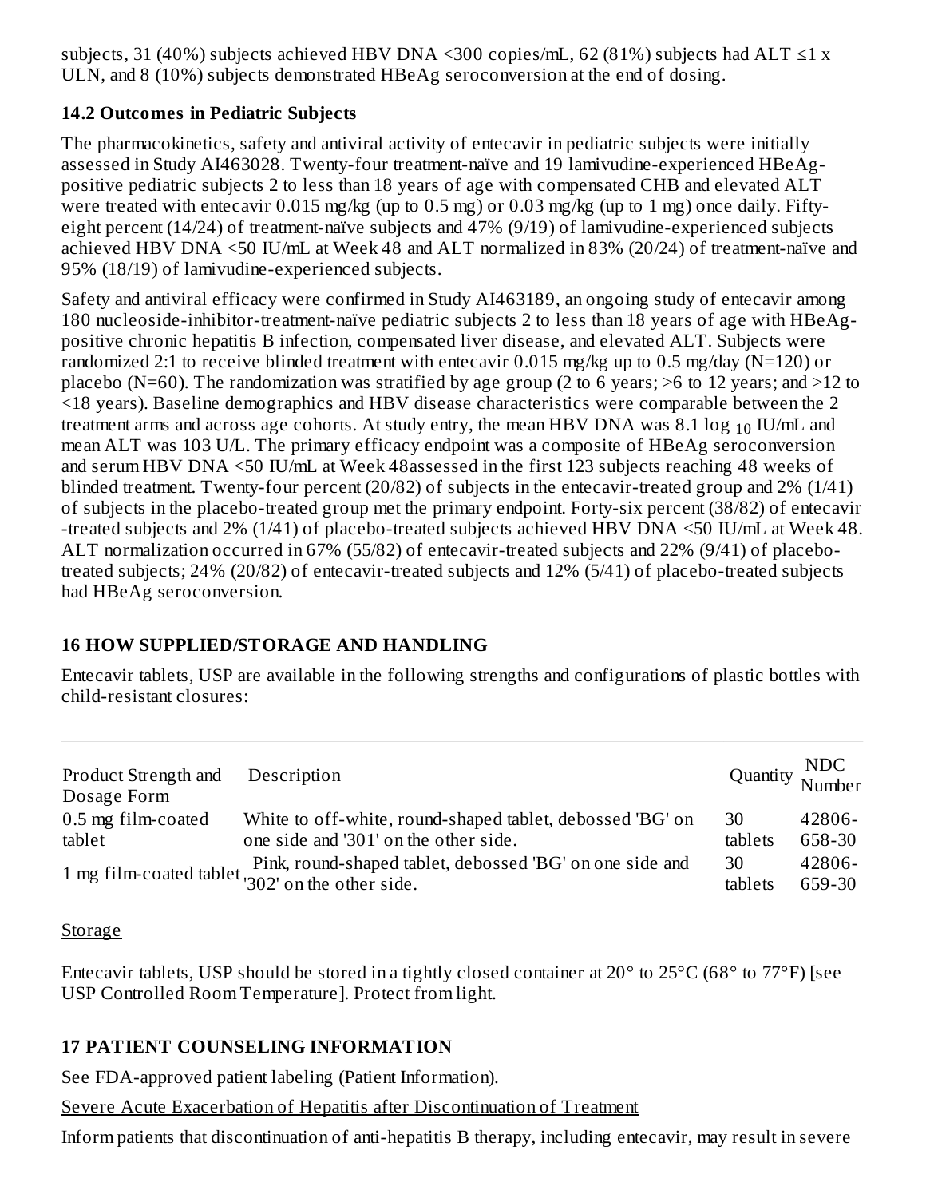subjects, 31 (40%) subjects achieved HBV DNA <300 copies/mL, 62 (81%) subjects had ALT ≤1 x ULN, and 8 (10%) subjects demonstrated HBeAg seroconversion at the end of dosing.

### 14.2 Outcomes in Pediatric Subjects

The pharmacokinetics, safety and antiviral activity of entecavir in pediatric subjects were initially assessed in Study AI463028. Twenty-four treatment-naïve and 19 lamivudine-experienced HBeAg-positive pediatric subjects 2 to less than 18 years of age with compensated CHB and elevated ALT were treated with entecavir 0.015 mg/kg (up to 0.5 mg) or 0.03 mg/kg (up to 1 mg) once daily. Fifty-eight percent (14/24) of treatment-naïve subjects and 47% (9/19) of lamivudine-experienced subjects achieved HBV DNA <50 IU/mL at Week 48 and ALT normalized in 83% (20/24) of treatment-naïve and 95% (18/19) of lamivudine-experienced subjects.

Safety and antiviral efficacy were confirmed in Study AI463189, an ongoing study of entecavir among 180 nucleoside-inhibitor-treatment-naïve pediatric subjects 2 to less than 18 years of age with HBeAg-positive chronic hepatitis B infection, compensated liver disease, and elevated ALT. Subjects were randomized 2:1 to receive blinded treatment with entecavir 0.015 mg/kg up to 0.5 mg/day (N=120) or placebo (N=60). The randomization was stratified by age group (2 to 6 years; >6 to 12 years; and >12 to <18 years). Baseline demographics and HBV disease characteristics were comparable between the 2 treatment arms and across age cohorts. At study entry, the mean HBV DNA was 8.1 $\log_{10}$ IU/mL and mean ALT was 103 U/L. The primary efficacy endpoint was a composite of HBeAg seroconversion and serum HBV DNA <50 IU/mL at Week 48assessed in the first 123 subjects reaching 48 weeks of blinded treatment. Twenty-four percent (20/82) of subjects in the entecavir-treated group and 2% (1/41) of subjects in the placebo-treated group met the primary endpoint. Forty-six percent (38/82) of entecavir-treated subjects and 2% (1/41) of placebo-treated subjects achieved HBV DNA <50 IU/mL at Week 48. ALT normalization occurred in 67% (55/82) of entecavir-treated subjects and 22% (9/41) of placebo-treated subjects; 24% (20/82) of entecavir-treated subjects and 12% (5/41) of placebo-treated subjects had HBeAg seroconversion.

## 16 HOW SUPPLIED/STORAGE AND HANDLING

Entecavir tablets, USP are available in the following strengths and configurations of plastic bottles with child-resistant closures:

| Product Strength and Dosage Form | Description | Quantity | NDC Number |
|---|---|---|---|
| 0.5 mg film-coated tablet | White to off-white, round-shaped tablet, debossed 'BG' on one side and '301' on the other side. | 30 tablets | 42806-658-30 |
| 1 mg film-coated tablet | Pink, round-shaped tablet, debossed 'BG' on one side and '302' on the other side. | 30 tablets | 42806-659-30 |

Storage

Entecavir tablets, USP should be stored in a tightly closed container at 20° to 25°C (68° to 77°F) [see USP Controlled Room Temperature]. Protect from light.

## 17 PATIENT COUNSELING INFORMATION

See FDA-approved patient labeling (Patient Information).

Severe Acute Exacerbation of Hepatitis after Discontinuation of Treatment

Inform patients that discontinuation of anti-hepatitis B therapy, including entecavir, may result in severe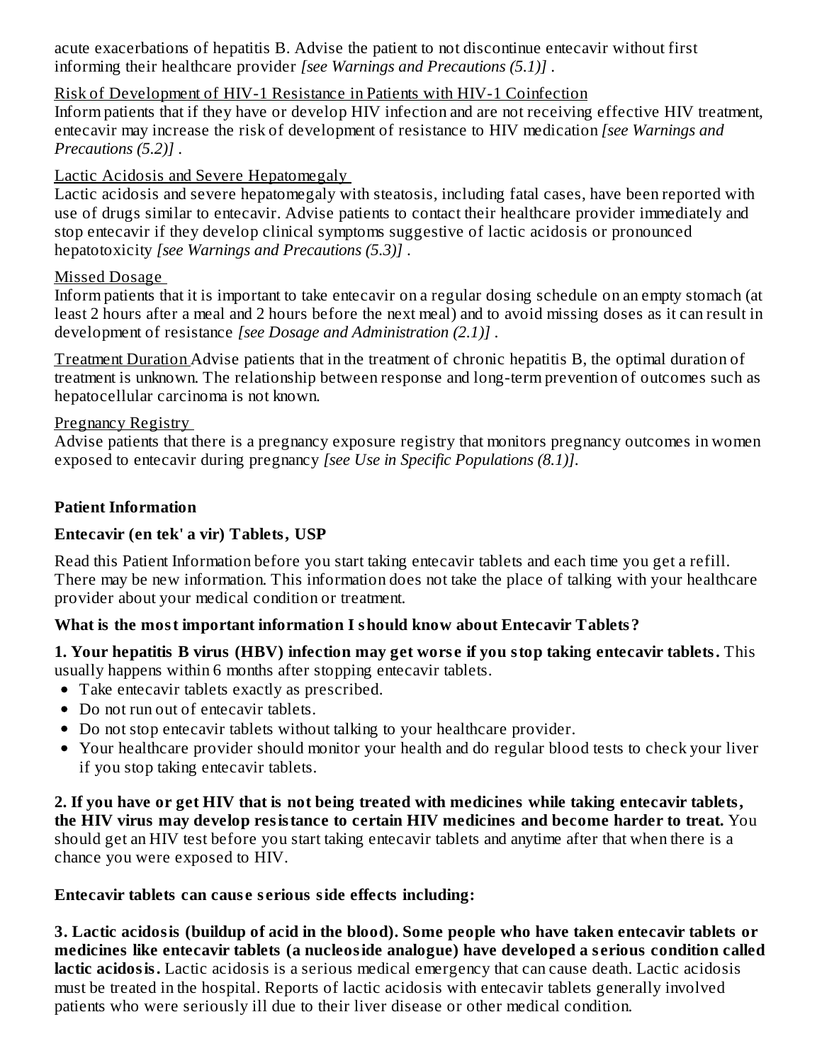acute exacerbations of hepatitis B. Advise the patient to not discontinue entecavir without first informing their healthcare provider *[see Warnings and Precautions (5.1)]* .

Risk of Development of HIV-1 Resistance in Patients with HIV-1 Coinfection
Inform patients that if they have or develop HIV infection and are not receiving effective HIV treatment, entecavir may increase the risk of development of resistance to HIV medication *[see Warnings and Precautions (5.2)]* .

Lactic Acidosis and Severe Hepatomegaly
Lactic acidosis and severe hepatomegaly with steatosis, including fatal cases, have been reported with use of drugs similar to entecavir. Advise patients to contact their healthcare provider immediately and stop entecavir if they develop clinical symptoms suggestive of lactic acidosis or pronounced hepatotoxicity *[see Warnings and Precautions (5.3)]* .

Missed Dosage
Inform patients that it is important to take entecavir on a regular dosing schedule on an empty stomach (at least 2 hours after a meal and 2 hours before the next meal) and to avoid missing doses as it can result in development of resistance *[see Dosage and Administration (2.1)]* .

Treatment Duration Advise patients that in the treatment of chronic hepatitis B, the optimal duration of treatment is unknown. The relationship between response and long-term prevention of outcomes such as hepatocellular carcinoma is not known.

Pregnancy Registry
Advise patients that there is a pregnancy exposure registry that monitors pregnancy outcomes in women exposed to entecavir during pregnancy *[see Use in Specific Populations (8.1)]*.

**Patient Information**

**Entecavir (en tek' a vir) Tablets, USP**

Read this Patient Information before you start taking entecavir tablets and each time you get a refill. There may be new information. This information does not take the place of talking with your healthcare provider about your medical condition or treatment.

**What is the most important information I should know about Entecavir Tablets?**

**1. Your hepatitis B virus (HBV) infection may get worse if you stop taking entecavir tablets.** This usually happens within 6 months after stopping entecavir tablets.

- Take entecavir tablets exactly as prescribed.
- Do not run out of entecavir tablets.
- Do not stop entecavir tablets without talking to your healthcare provider.
- Your healthcare provider should monitor your health and do regular blood tests to check your liver if you stop taking entecavir tablets.

**2. If you have or get HIV that is not being treated with medicines while taking entecavir tablets, the HIV virus may develop resistance to certain HIV medicines and become harder to treat.** You should get an HIV test before you start taking entecavir tablets and anytime after that when there is a chance you were exposed to HIV.

**Entecavir tablets can cause serious side effects including:**

**3. Lactic acidosis (buildup of acid in the blood). Some people who have taken entecavir tablets or medicines like entecavir tablets (a nucleoside analogue) have developed a serious condition called lactic acidosis.** Lactic acidosis is a serious medical emergency that can cause death. Lactic acidosis must be treated in the hospital. Reports of lactic acidosis with entecavir tablets generally involved patients who were seriously ill due to their liver disease or other medical condition.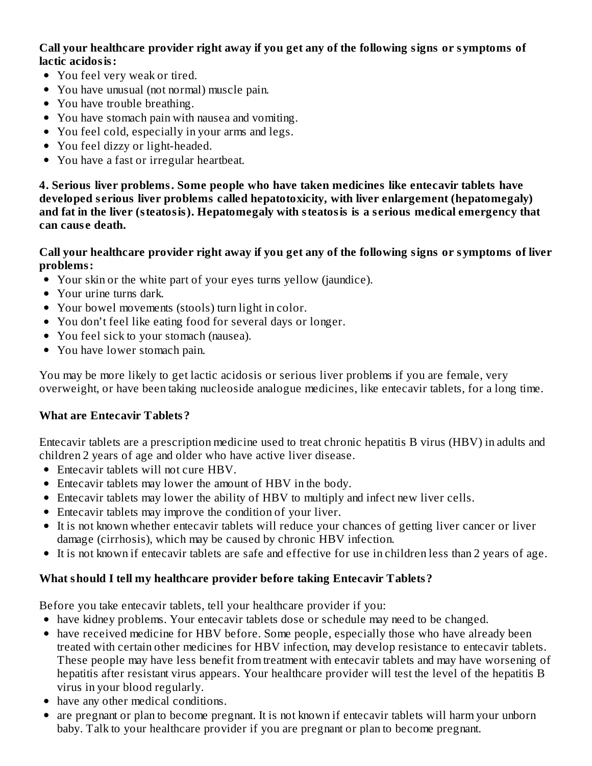**Call your healthcare provider right away if you get any of the following signs or symptoms of lactic acidosis:**

- You feel very weak or tired.
- You have unusual (not normal) muscle pain.
- You have trouble breathing.
- You have stomach pain with nausea and vomiting.
- You feel cold, especially in your arms and legs.
- You feel dizzy or light-headed.
- You have a fast or irregular heartbeat.

**4. Serious liver problems. Some people who have taken medicines like entecavir tablets have developed serious liver problems called hepatotoxicity, with liver enlargement (hepatomegaly) and fat in the liver (steatosis). Hepatomegaly with steatosis is a serious medical emergency that can cause death.**

**Call your healthcare provider right away if you get any of the following signs or symptoms of liver problems:**

- Your skin or the white part of your eyes turns yellow (jaundice).
- Your urine turns dark.
- Your bowel movements (stools) turn light in color.
- You don't feel like eating food for several days or longer.
- You feel sick to your stomach (nausea).
- You have lower stomach pain.

You may be more likely to get lactic acidosis or serious liver problems if you are female, very overweight, or have been taking nucleoside analogue medicines, like entecavir tablets, for a long time.

### What are Entecavir Tablets?

Entecavir tablets are a prescription medicine used to treat chronic hepatitis B virus (HBV) in adults and children 2 years of age and older who have active liver disease.

- Entecavir tablets will not cure HBV.
- Entecavir tablets may lower the amount of HBV in the body.
- Entecavir tablets may lower the ability of HBV to multiply and infect new liver cells.
- Entecavir tablets may improve the condition of your liver.
- It is not known whether entecavir tablets will reduce your chances of getting liver cancer or liver damage (cirrhosis), which may be caused by chronic HBV infection.
- It is not known if entecavir tablets are safe and effective for use in children less than 2 years of age.

### What should I tell my healthcare provider before taking Entecavir Tablets?

Before you take entecavir tablets, tell your healthcare provider if you:

- have kidney problems. Your entecavir tablets dose or schedule may need to be changed.
- have received medicine for HBV before. Some people, especially those who have already been treated with certain other medicines for HBV infection, may develop resistance to entecavir tablets. These people may have less benefit from treatment with entecavir tablets and may have worsening of hepatitis after resistant virus appears. Your healthcare provider will test the level of the hepatitis B virus in your blood regularly.
- have any other medical conditions.
- are pregnant or plan to become pregnant. It is not known if entecavir tablets will harm your unborn baby. Talk to your healthcare provider if you are pregnant or plan to become pregnant.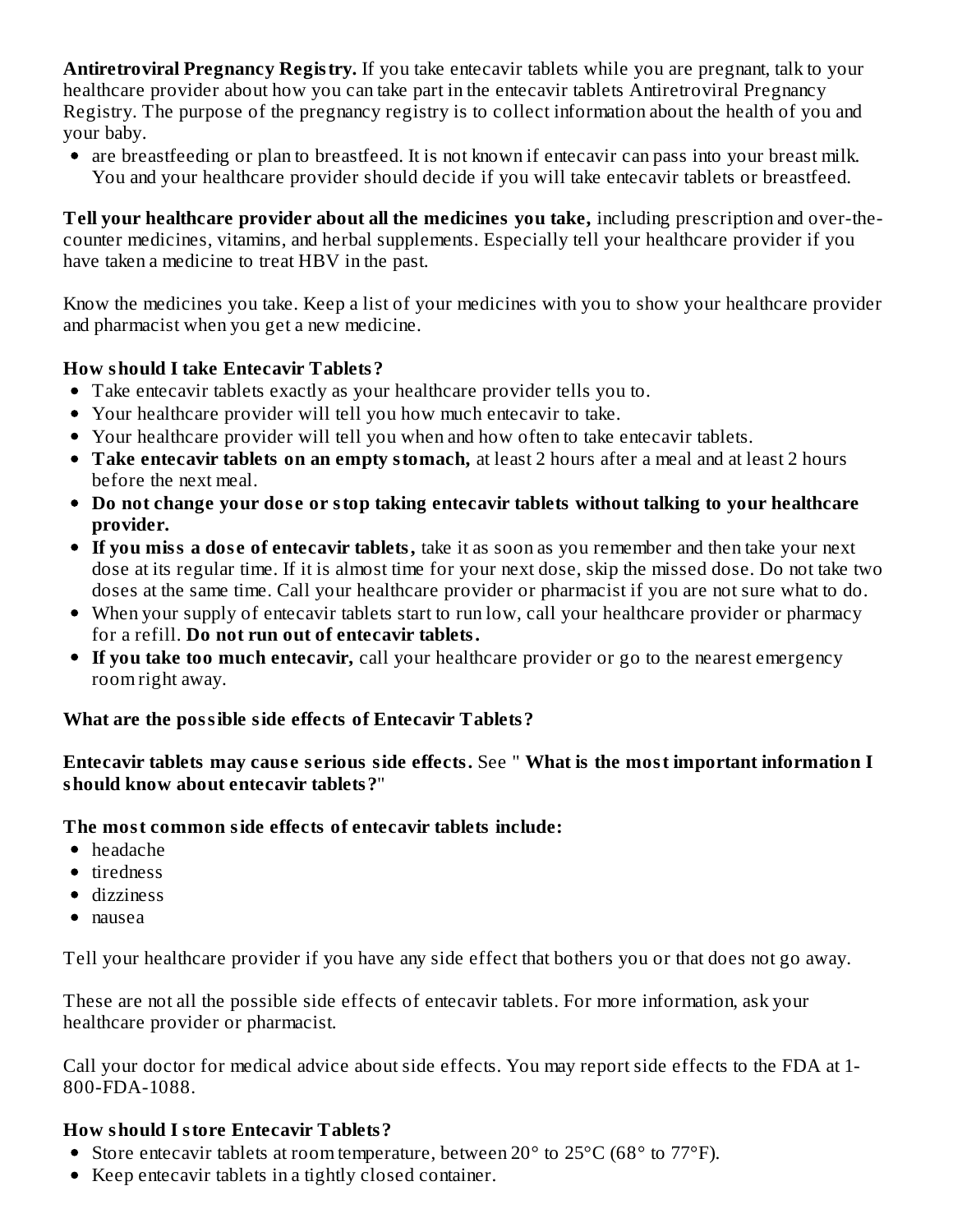**Antiretroviral Pregnancy Registry.** If you take entecavir tablets while you are pregnant, talk to your healthcare provider about how you can take part in the entecavir tablets Antiretroviral Pregnancy Registry. The purpose of the pregnancy registry is to collect information about the health of you and your baby.

- are breastfeeding or plan to breastfeed. It is not known if entecavir can pass into your breast milk. You and your healthcare provider should decide if you will take entecavir tablets or breastfeed.

**Tell your healthcare provider about all the medicines you take,** including prescription and over-the-counter medicines, vitamins, and herbal supplements. Especially tell your healthcare provider if you have taken a medicine to treat HBV in the past.

Know the medicines you take. Keep a list of your medicines with you to show your healthcare provider and pharmacist when you get a new medicine.

**How should I take Entecavir Tablets?**

- Take entecavir tablets exactly as your healthcare provider tells you to.
- Your healthcare provider will tell you how much entecavir to take.
- Your healthcare provider will tell you when and how often to take entecavir tablets.
- **Take entecavir tablets on an empty stomach,** at least 2 hours after a meal and at least 2 hours before the next meal.
- **Do not change your dose or stop taking entecavir tablets without talking to your healthcare provider.**
- **If you miss a dose of entecavir tablets,** take it as soon as you remember and then take your next dose at its regular time. If it is almost time for your next dose, skip the missed dose. Do not take two doses at the same time. Call your healthcare provider or pharmacist if you are not sure what to do.
- When your supply of entecavir tablets start to run low, call your healthcare provider or pharmacy for a refill. **Do not run out of entecavir tablets.**
- **If you take too much entecavir,** call your healthcare provider or go to the nearest emergency room right away.

**What are the possible side effects of Entecavir Tablets?**

**Entecavir tablets may cause serious side effects.** See " **What is the most important information I should know about entecavir tablets?**"

**The most common side effects of entecavir tablets include:**

- headache
- tiredness
- dizziness
- nausea

Tell your healthcare provider if you have any side effect that bothers you or that does not go away.

These are not all the possible side effects of entecavir tablets. For more information, ask your healthcare provider or pharmacist.

Call your doctor for medical advice about side effects. You may report side effects to the FDA at 1-800-FDA-1088.

**How should I store Entecavir Tablets?**

- Store entecavir tablets at room temperature, between 20° to 25°C (68° to 77°F).
- Keep entecavir tablets in a tightly closed container.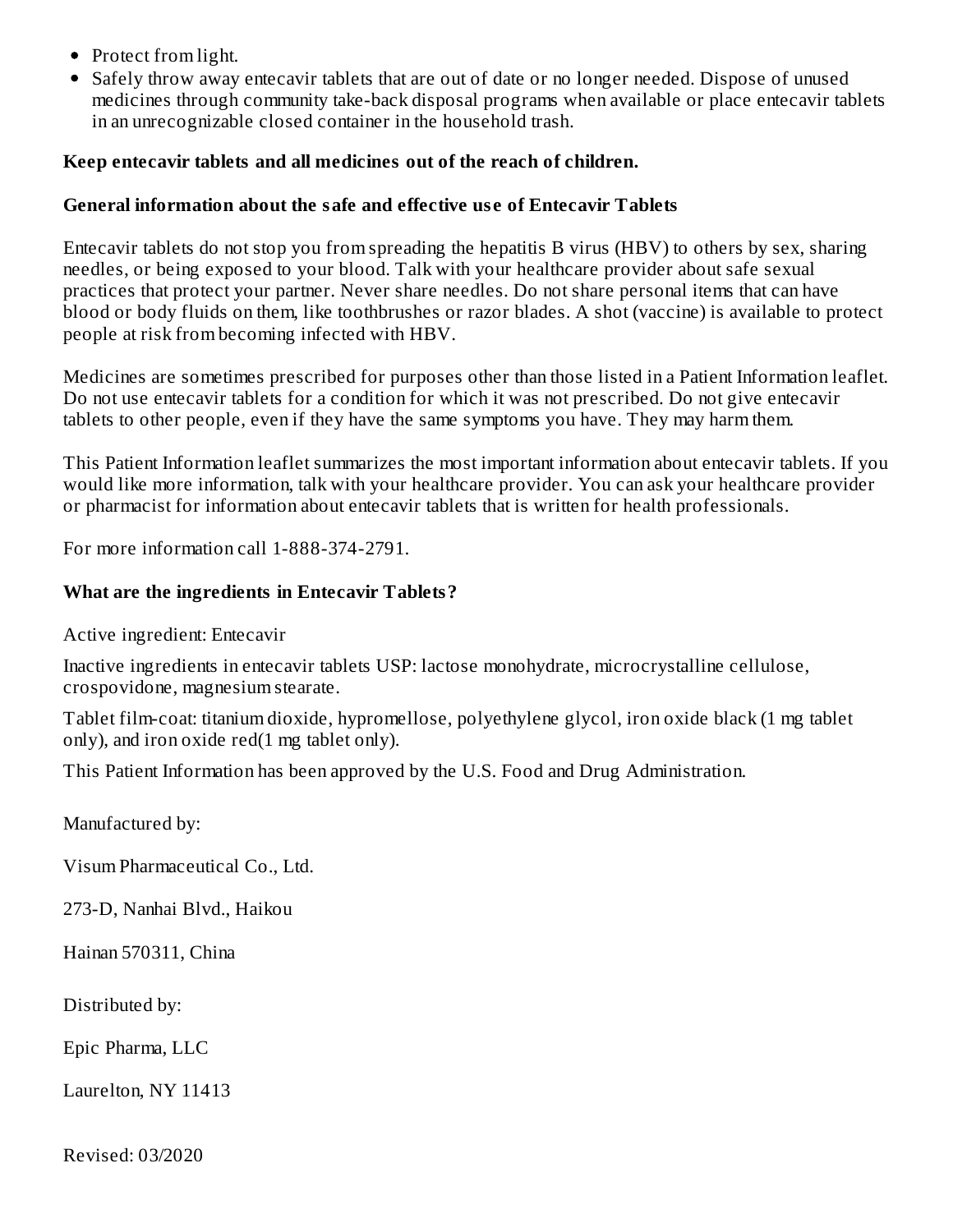- Protect from light.
- Safely throw away entecavir tablets that are out of date or no longer needed. Dispose of unused medicines through community take-back disposal programs when available or place entecavir tablets in an unrecognizable closed container in the household trash.

**Keep entecavir tablets and all medicines out of the reach of children.**

**General information about the safe and effective use of Entecavir Tablets**

Entecavir tablets do not stop you from spreading the hepatitis B virus (HBV) to others by sex, sharing needles, or being exposed to your blood. Talk with your healthcare provider about safe sexual practices that protect your partner. Never share needles. Do not share personal items that can have blood or body fluids on them, like toothbrushes or razor blades. A shot (vaccine) is available to protect people at risk from becoming infected with HBV.

Medicines are sometimes prescribed for purposes other than those listed in a Patient Information leaflet. Do not use entecavir tablets for a condition for which it was not prescribed. Do not give entecavir tablets to other people, even if they have the same symptoms you have. They may harm them.

This Patient Information leaflet summarizes the most important information about entecavir tablets. If you would like more information, talk with your healthcare provider. You can ask your healthcare provider or pharmacist for information about entecavir tablets that is written for health professionals.

For more information call 1-888-374-2791.

**What are the ingredients in Entecavir Tablets?**

Active ingredient: Entecavir

Inactive ingredients in entecavir tablets USP: lactose monohydrate, microcrystalline cellulose, crospovidone, magnesium stearate.

Tablet film-coat: titanium dioxide, hypromellose, polyethylene glycol, iron oxide black (1 mg tablet only), and iron oxide red(1 mg tablet only).

This Patient Information has been approved by the U.S. Food and Drug Administration.

Manufactured by:

Visum Pharmaceutical Co., Ltd.

273-D, Nanhai Blvd., Haikou

Hainan 570311, China

Distributed by:

Epic Pharma, LLC

Laurelton, NY 11413

Revised: 03/2020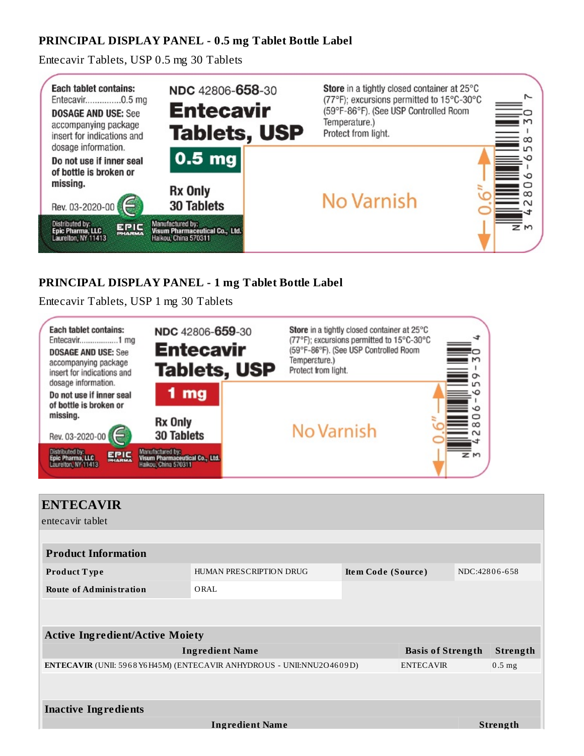**PRINCIPAL DISPLAY PANEL - 0.5 mg Tablet Bottle Label**

Entecavir Tablets, USP 0.5 mg 30 Tablets

**Each tablet contains:**
Entecavir...............0.5 mg
**DOSAGE AND USE:** See accompanying package insert for indications and dosage information.
**Do not use if inner seal of bottle is broken or missing.**
Rev. 03-2020-00

Distributed by:
Epic Pharma, LLC
Laurelton, NY 11413

NDC 42806-**658**-30
**Entecavir Tablets, USP**
**0.5 mg**
**Rx Only**
**30 Tablets**

Manufactured by:
Visum Pharmaceutical Co., Ltd.
Haikou, China 570311

**Store** in a tightly closed container at 25°C (77°F); excursions permitted to 15°C-30°C (59°F-86°F). (See USP Controlled Room Temperature.)
Protect from light.

No Varnish

0.6"

N 3 42806-658-30 7

**PRINCIPAL DISPLAY PANEL - 1 mg Tablet Bottle Label**

Entecavir Tablets, USP 1 mg 30 Tablets

**Each tablet contains:**
Entecavir..................1 mg
**DOSAGE AND USE:** See accompanying package insert for indications and dosage information.
**Do not use if inner seal of bottle is broken or missing.**
Rev. 03-2020-00

Distributed by:
Epic Pharma, LLC
Laurelton, NY 11413

NDC 42806-**659**-30
**Entecavir Tablets, USP**
**1 mg**
**Rx Only**
**30 Tablets**

Manufactured by:
Visum Pharmaceutical Co., Ltd.
Haikou, China 570311

**Store** in a tightly closed container at 25°C (77°F); excursions permitted to 15°C-30°C (59°F-86°F). (See USP Controlled Room Temperature.)
Protect from light.

No Varnish

0.6"

N 3 42806-659-30 4

## ENTECAVIR

entecavir tablet

| **Product Information** | | | |
|---|---|---|---|
| **Product Type** | HUMAN PRESCRIPTION DRUG | **Item Code (Source)** | NDC:42806-658 |
| **Route of Administration** | ORAL | | |

| **Active Ingredient/Active Moiety** | | |
|---|---|---|
| **Ingredient Name** | **Basis of Strength** | **Strength** |
| **ENTECAVIR** (UNII: 5968Y6H45M) (ENTECAVIR ANHYDROUS - UNII:NNU2O4609D) | ENTECAVIR | 0.5 mg |

| **Inactive Ingredients** | |
|---|---|
| **Ingredient Name** | **Strength** |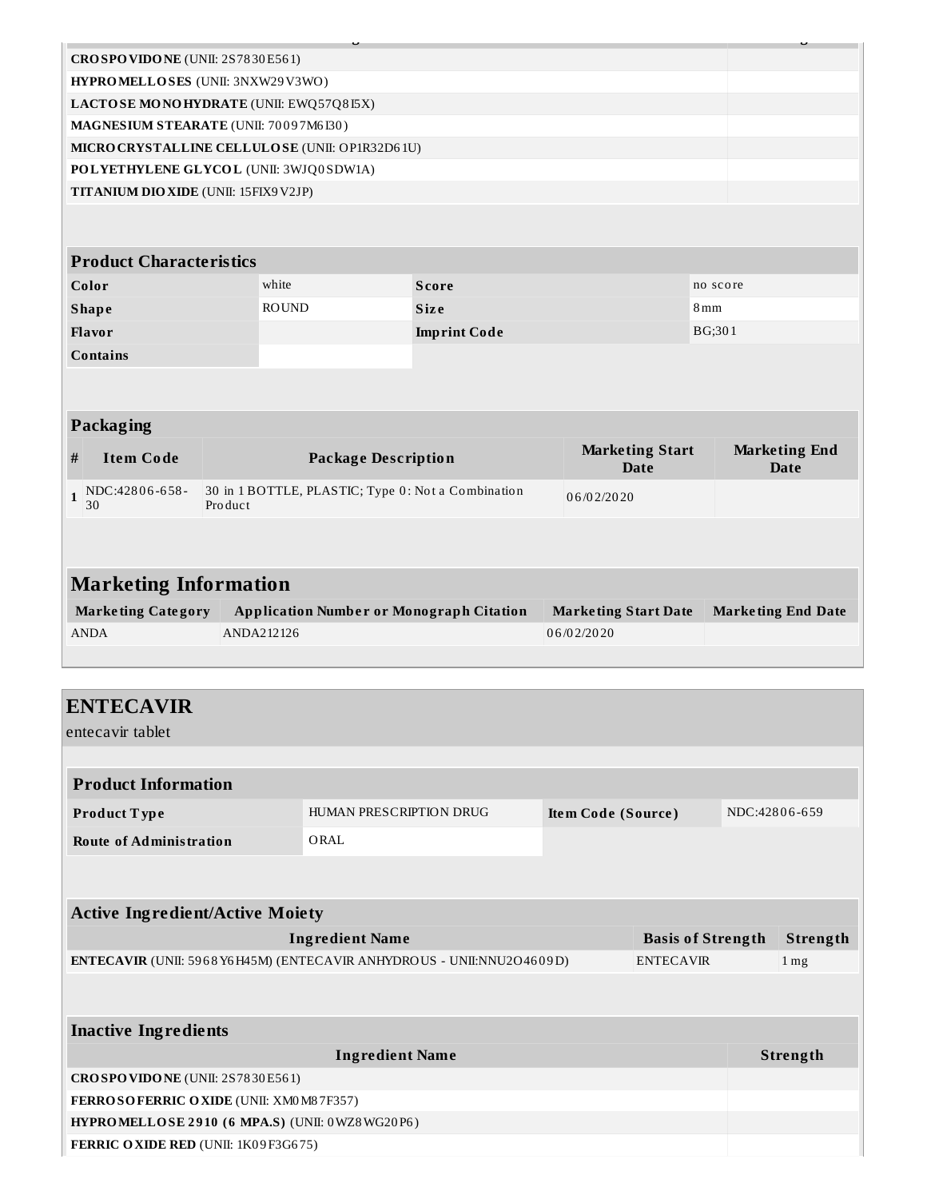| | |
|---|---|
| **CROSPOVIDONE** (UNII: 2S7830E561) | |
| **HYPROMELLOSES** (UNII: 3NXW29V3WO) | |
| **LACTOSE MONOHYDRATE** (UNII: EWQ57Q8I5X) | |
| **MAGNESIUM STEARATE** (UNII: 70097M6I30) | |
| **MICROCRYSTALLINE CELLULOSE** (UNII: OP1R32D61U) | |
| **POLYETHYLENE GLYCOL** (UNII: 3WJQ0SDW1A) | |
| **TITANIUM DIOXIDE** (UNII: 15FIX9V2JP) | |

| Product Characteristics | | | |
|---|---|---|---|
| **Color** | white | **Score** | no score |
| **Shape** | ROUND | **Size** | 8mm |
| **Flavor** | | **Imprint Code** | BG;301 |
| **Contains** | | | |

**Packaging**

| # | Item Code | Package Description | Marketing Start Date | Marketing End Date |
|---|---|---|---|---|
| 1 | NDC:42806-658-30 | 30 in 1 BOTTLE, PLASTIC; Type 0: Not a Combination Product | 06/02/2020 | |

**Marketing Information**

| Marketing Category | Application Number or Monograph Citation | Marketing Start Date | Marketing End Date |
|---|---|---|---|
| ANDA | ANDA212126 | 06/02/2020 | |

## ENTECAVIR

entecavir tablet

| Product Information | | | |
|---|---|---|---|
| **Product Type** | HUMAN PRESCRIPTION DRUG | **Item Code (Source)** | NDC:42806-659 |
| **Route of Administration** | ORAL | | |

**Active Ingredient/Active Moiety**

| Ingredient Name | Basis of Strength | Strength |
|---|---|---|
| **ENTECAVIR** (UNII: 5968Y6H45M) (ENTECAVIR ANHYDROUS - UNII:NNU2O4609D) | ENTECAVIR | 1 mg |

**Inactive Ingredients**

| Ingredient Name | Strength |
|---|---|
| **CROSPOVIDONE** (UNII: 2S7830E561) | |
| **FERROSOFERRIC OXIDE** (UNII: XM0M87F357) | |
| **HYPROMELLOSE 2910 (6 MPA.S)** (UNII: 0WZ8WG20P6) | |
| **FERRIC OXIDE RED** (UNII: 1K09F3G675) | |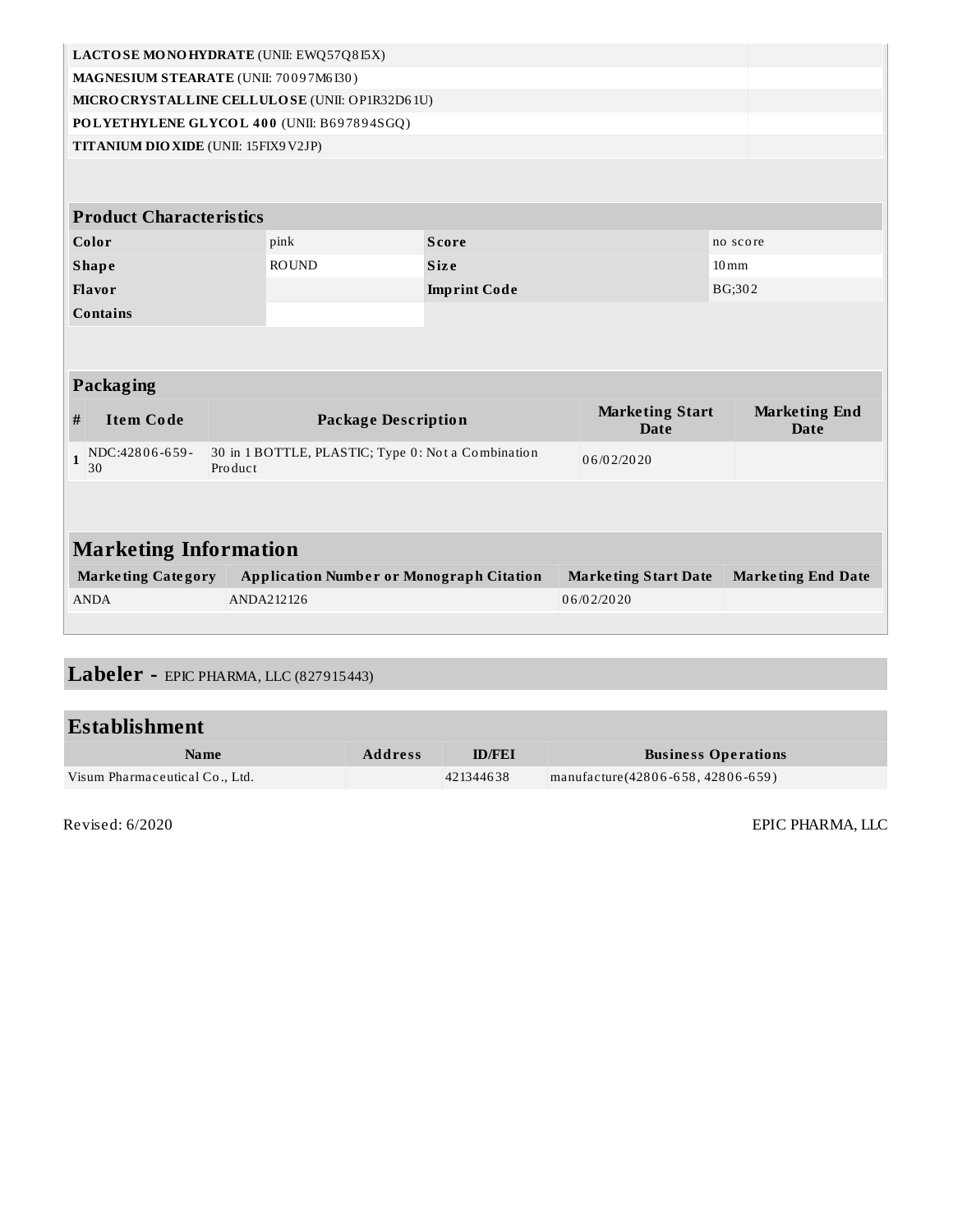| | |
|---|---|
| **LACTOSE MONOHYDRATE** (UNII: EWQ57Q8I5X) | |
| **MAGNESIUM STEARATE** (UNII: 70097M6I30) | |
| **MICROCRYSTALLINE CELLULOSE** (UNII: OP1R32D61U) | |
| **POLYETHYLENE GLYCOL 400** (UNII: B697894SGQ) | |
| **TITANIUM DIOXIDE** (UNII: 15FIX9V2JP) | |

| Product Characteristics | | | |
|---|---|---|---|
| **Color** | pink | **Score** | no score |
| **Shape** | ROUND | **Size** | 10mm |
| **Flavor** | | **Imprint Code** | BG;302 |
| **Contains** | | | |

| Packaging | | | | |
|---|---|---|---|---|
| **#** | **Item Code** | **Package Description** | **Marketing Start Date** | **Marketing End Date** |
| **1** | NDC:42806-659-30 | 30 in 1 BOTTLE, PLASTIC; Type 0: Not a Combination Product | 06/02/2020 | |

| Marketing Information | | | |
|---|---|---|---|
| **Marketing Category** | **Application Number or Monograph Citation** | **Marketing Start Date** | **Marketing End Date** |
| ANDA | ANDA212126 | 06/02/2020 | |

## Labeler - EPIC PHARMA, LLC (827915443)

| Establishment | | | |
|---|---|---|---|
| **Name** | **Address** | **ID/FEI** | **Business Operations** |
| Visum Pharmaceutical Co., Ltd. | | 421344638 | manufacture(42806-658, 42806-659) |

Revised: 6/2020

EPIC PHARMA, LLC